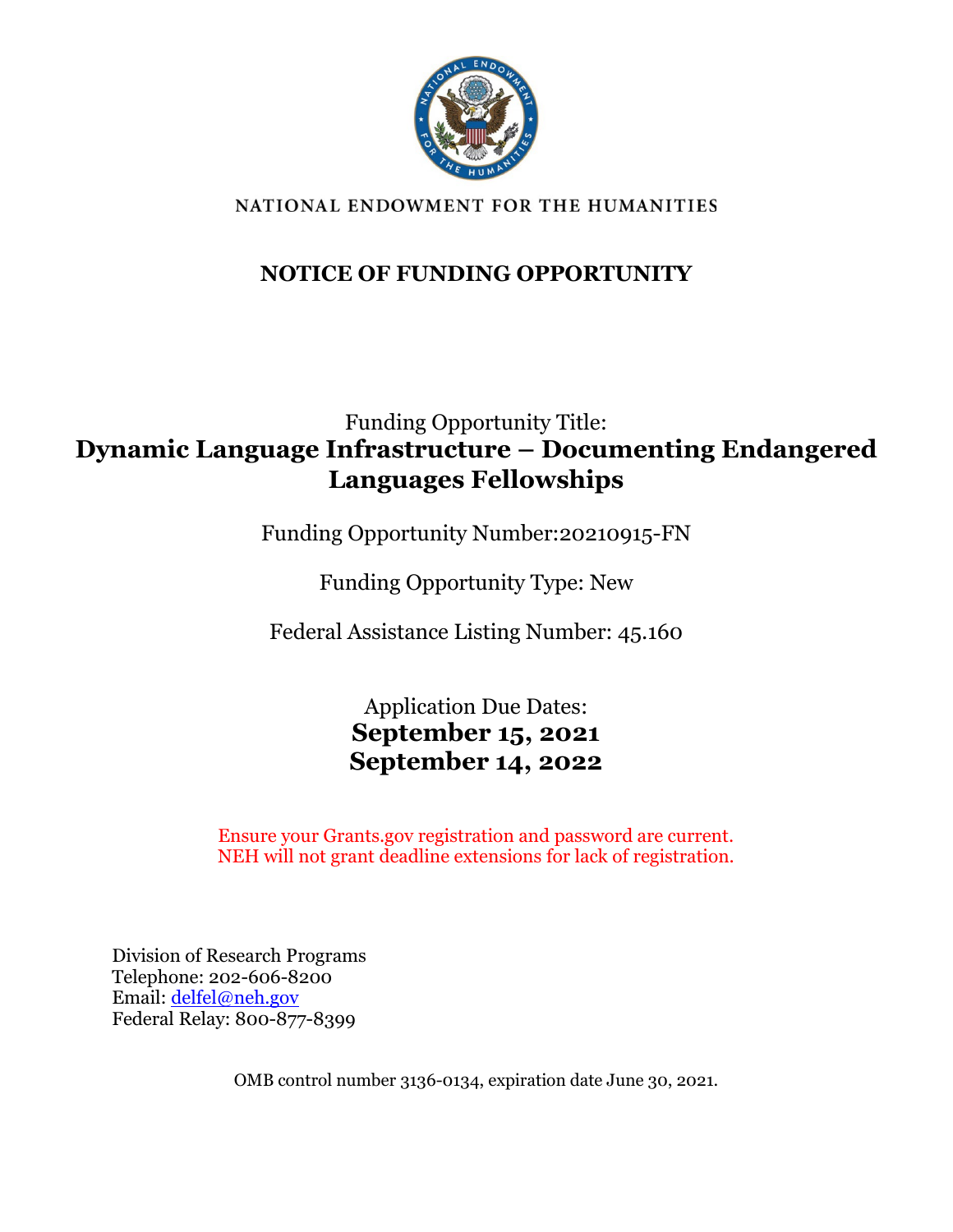NATIONAL ENDOWMENT FOR THE HUMANITIES

# NOTICE OF FUNDING OPPORTUNITY

Funding Opportunity Title:

## Dynamic Language Infrastructure – Documenting Endangered Languages Fellowships

Funding Opportunity Number:20210915-FN

Funding Opportunity Type: New

Federal Assistance Listing Number: 45.160

Application Due Dates:

**September 15, 2021**
**September 14, 2022**

Ensure your Grants.gov registration and password are current.
NEH will not grant deadline extensions for lack of registration.

Division of Research Programs
Telephone: 202-606-8200
Email: delfel@neh.gov
Federal Relay: 800-877-8399

OMB control number 3136-0134, expiration date June 30, 2021.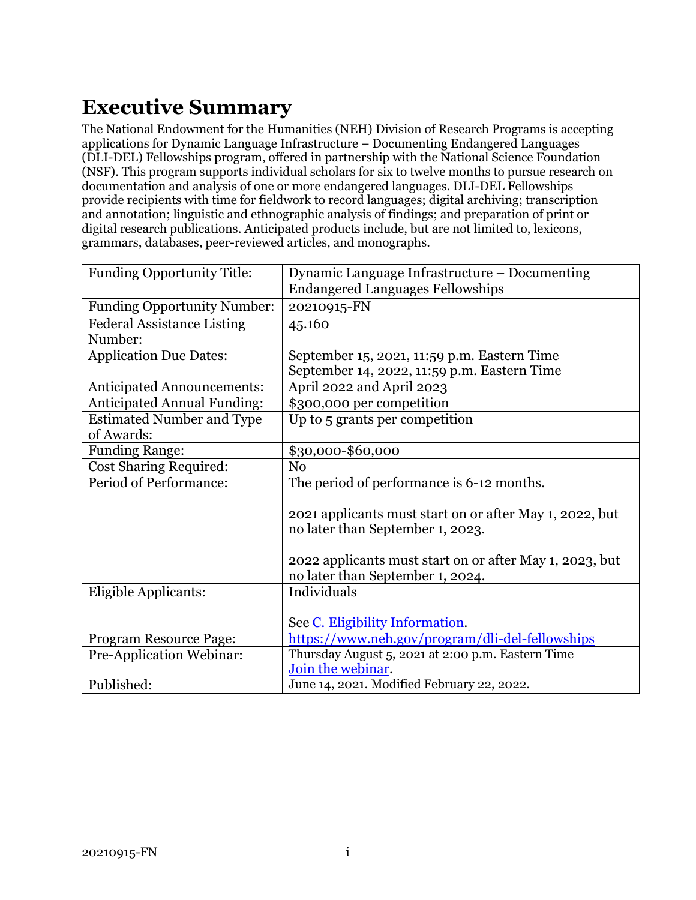# Executive Summary

The National Endowment for the Humanities (NEH) Division of Research Programs is accepting applications for Dynamic Language Infrastructure – Documenting Endangered Languages (DLI-DEL) Fellowships program, offered in partnership with the National Science Foundation (NSF). This program supports individual scholars for six to twelve months to pursue research on documentation and analysis of one or more endangered languages. DLI-DEL Fellowships provide recipients with time for fieldwork to record languages; digital archiving; transcription and annotation; linguistic and ethnographic analysis of findings; and preparation of print or digital research publications. Anticipated products include, but are not limited to, lexicons, grammars, databases, peer-reviewed articles, and monographs.

| | |
|---|---|
| Funding Opportunity Title: | Dynamic Language Infrastructure – Documenting Endangered Languages Fellowships |
| Funding Opportunity Number: | 20210915-FN |
| Federal Assistance Listing Number: | 45.160 |
| Application Due Dates: | September 15, 2021, 11:59 p.m. Eastern Time<br>September 14, 2022, 11:59 p.m. Eastern Time |
| Anticipated Announcements: | April 2022 and April 2023 |
| Anticipated Annual Funding: | $300,000 per competition |
| Estimated Number and Type of Awards: | Up to 5 grants per competition |
| Funding Range: | $30,000-$60,000 |
| Cost Sharing Required: | No |
| Period of Performance: | The period of performance is 6-12 months.<br><br>2021 applicants must start on or after May 1, 2022, but no later than September 1, 2023.<br><br>2022 applicants must start on or after May 1, 2023, but no later than September 1, 2024. |
| Eligible Applicants: | Individuals<br><br>See C. Eligibility Information. |
| Program Resource Page: | https://www.neh.gov/program/dli-del-fellowships |
| Pre-Application Webinar: | Thursday August 5, 2021 at 2:00 p.m. Eastern Time<br>Join the webinar. |
| Published: | June 14, 2021. Modified February 22, 2022. |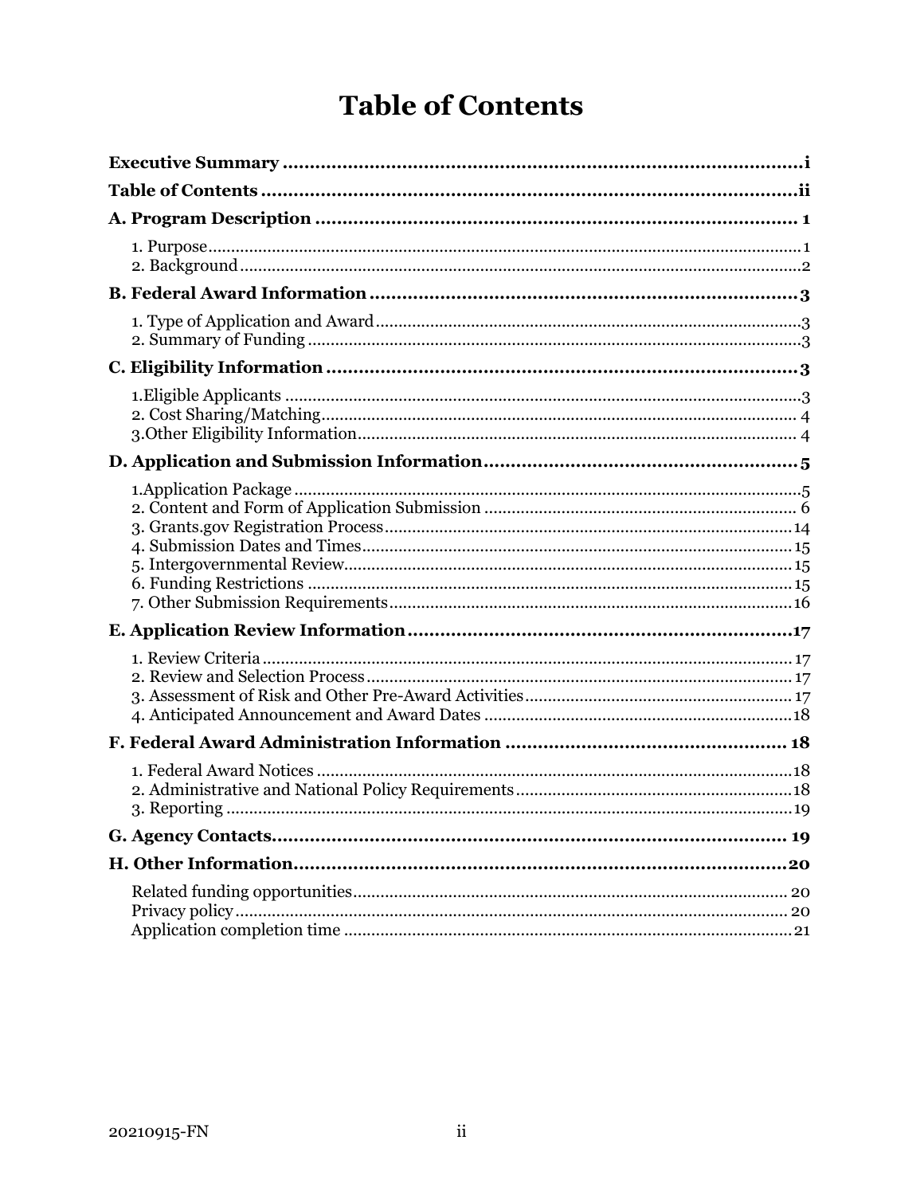# Table of Contents

**Executive Summary** ........................................................................................ **i**

**Table of Contents** ........................................................................................ **ii**

**A. Program Description** ........................................................................................ **1**

- 1. Purpose ........................................................................................ 1
- 2. Background ........................................................................................ 2

**B. Federal Award Information** ........................................................................................ **3**

- 1. Type of Application and Award ........................................................................................ 3
- 2. Summary of Funding ........................................................................................ 3

**C. Eligibility Information** ........................................................................................ **3**

- 1.Eligible Applicants ........................................................................................ 3
- 2. Cost Sharing/Matching ........................................................................................ 4
- 3.Other Eligibility Information ........................................................................................ 4

**D. Application and Submission Information** ........................................................................................ **5**

- 1.Application Package ........................................................................................ 5
- 2. Content and Form of Application Submission ........................................................................................ 6
- 3. Grants.gov Registration Process ........................................................................................ 14
- 4. Submission Dates and Times ........................................................................................ 15
- 5. Intergovernmental Review ........................................................................................ 15
- 6. Funding Restrictions ........................................................................................ 15
- 7. Other Submission Requirements ........................................................................................ 16

**E. Application Review Information** ........................................................................................ **17**

- 1. Review Criteria ........................................................................................ 17
- 2. Review and Selection Process ........................................................................................ 17
- 3. Assessment of Risk and Other Pre-Award Activities ........................................................................................ 17
- 4. Anticipated Announcement and Award Dates ........................................................................................ 18

**F. Federal Award Administration Information** ........................................................................................ **18**

- 1. Federal Award Notices ........................................................................................ 18
- 2. Administrative and National Policy Requirements ........................................................................................ 18
- 3. Reporting ........................................................................................ 19

**G. Agency Contacts** ........................................................................................ **19**

**H. Other Information** ........................................................................................ **20**

- Related funding opportunities ........................................................................................ 20
- Privacy policy ........................................................................................ 20
- Application completion time ........................................................................................ 21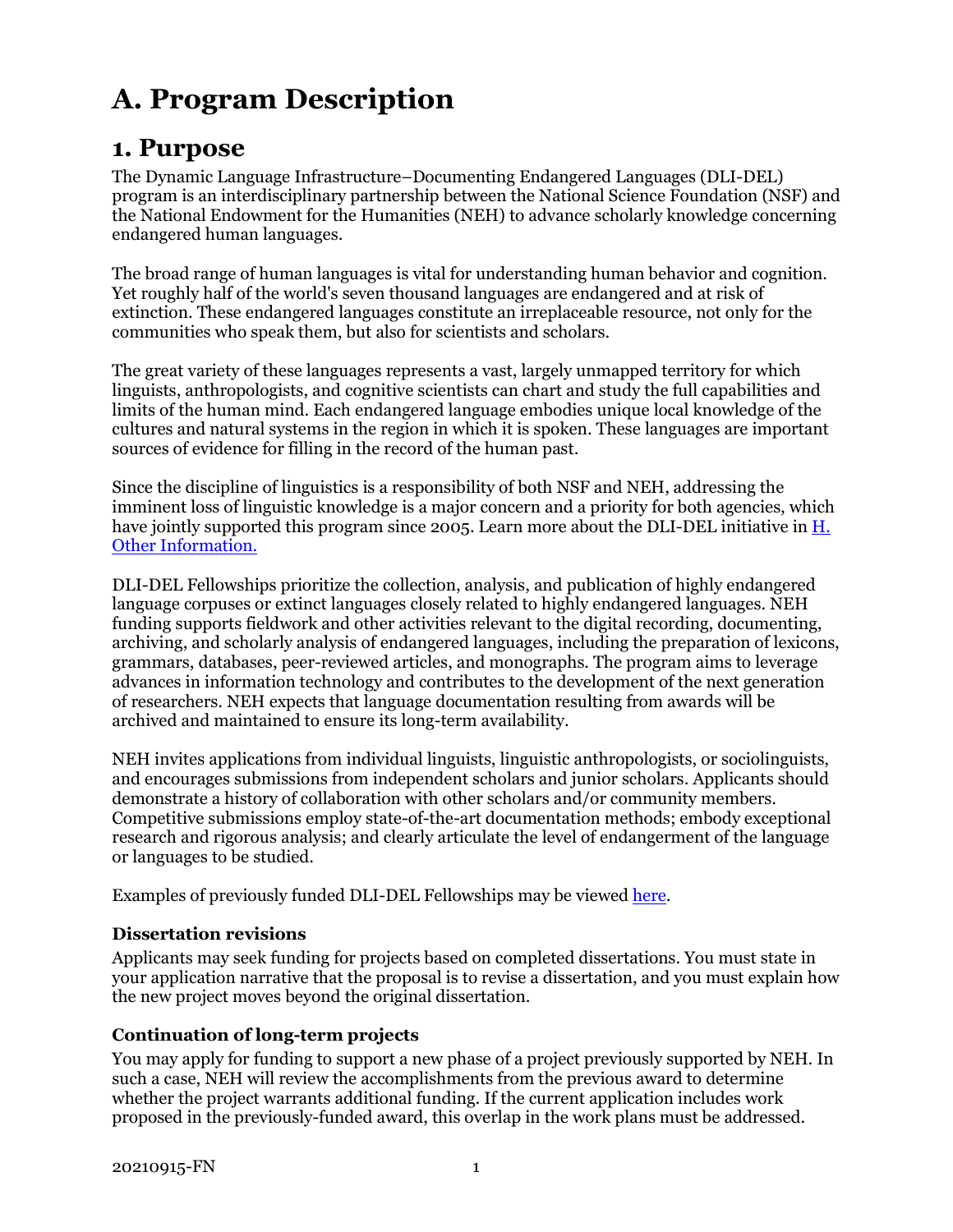# A. Program Description

## 1. Purpose

The Dynamic Language Infrastructure–Documenting Endangered Languages (DLI-DEL) program is an interdisciplinary partnership between the National Science Foundation (NSF) and the National Endowment for the Humanities (NEH) to advance scholarly knowledge concerning endangered human languages.

The broad range of human languages is vital for understanding human behavior and cognition. Yet roughly half of the world's seven thousand languages are endangered and at risk of extinction. These endangered languages constitute an irreplaceable resource, not only for the communities who speak them, but also for scientists and scholars.

The great variety of these languages represents a vast, largely unmapped territory for which linguists, anthropologists, and cognitive scientists can chart and study the full capabilities and limits of the human mind. Each endangered language embodies unique local knowledge of the cultures and natural systems in the region in which it is spoken. These languages are important sources of evidence for filling in the record of the human past.

Since the discipline of linguistics is a responsibility of both NSF and NEH, addressing the imminent loss of linguistic knowledge is a major concern and a priority for both agencies, which have jointly supported this program since 2005. Learn more about the DLI-DEL initiative in [H. Other Information.]

DLI-DEL Fellowships prioritize the collection, analysis, and publication of highly endangered language corpuses or extinct languages closely related to highly endangered languages. NEH funding supports fieldwork and other activities relevant to the digital recording, documenting, archiving, and scholarly analysis of endangered languages, including the preparation of lexicons, grammars, databases, peer-reviewed articles, and monographs. The program aims to leverage advances in information technology and contributes to the development of the next generation of researchers. NEH expects that language documentation resulting from awards will be archived and maintained to ensure its long-term availability.

NEH invites applications from individual linguists, linguistic anthropologists, or sociolinguists, and encourages submissions from independent scholars and junior scholars. Applicants should demonstrate a history of collaboration with other scholars and/or community members. Competitive submissions employ state-of-the-art documentation methods; embody exceptional research and rigorous analysis; and clearly articulate the level of endangerment of the language or languages to be studied.

Examples of previously funded DLI-DEL Fellowships may be viewed [here].

### Dissertation revisions

Applicants may seek funding for projects based on completed dissertations. You must state in your application narrative that the proposal is to revise a dissertation, and you must explain how the new project moves beyond the original dissertation.

### Continuation of long-term projects

You may apply for funding to support a new phase of a project previously supported by NEH. In such a case, NEH will review the accomplishments from the previous award to determine whether the project warrants additional funding. If the current application includes work proposed in the previously-funded award, this overlap in the work plans must be addressed.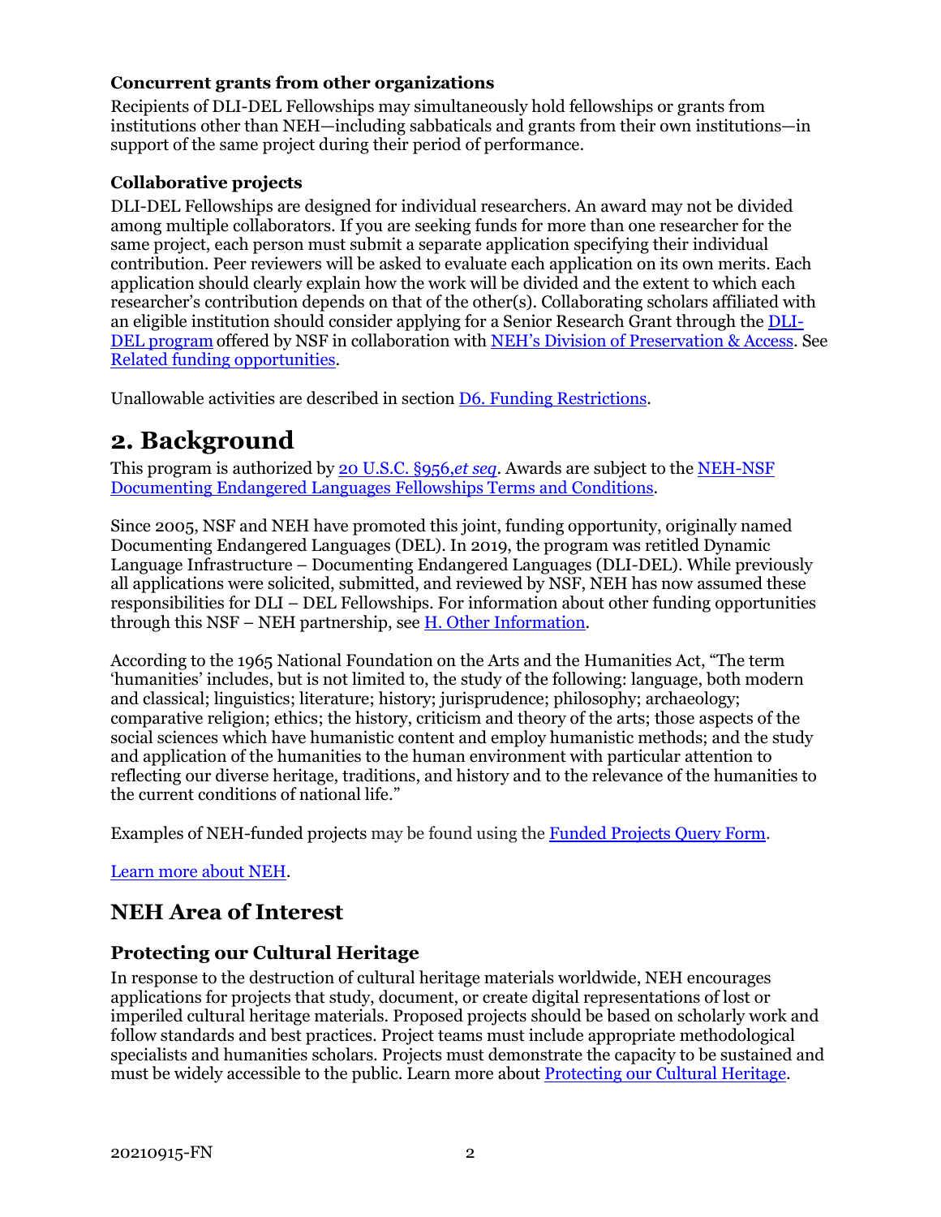**Concurrent grants from other organizations**

Recipients of DLI-DEL Fellowships may simultaneously hold fellowships or grants from institutions other than NEH—including sabbaticals and grants from their own institutions—in support of the same project during their period of performance.

**Collaborative projects**

DLI-DEL Fellowships are designed for individual researchers. An award may not be divided among multiple collaborators. If you are seeking funds for more than one researcher for the same project, each person must submit a separate application specifying their individual contribution. Peer reviewers will be asked to evaluate each application on its own merits. Each application should clearly explain how the work will be divided and the extent to which each researcher's contribution depends on that of the other(s). Collaborating scholars affiliated with an eligible institution should consider applying for a Senior Research Grant through the DLI-DEL program offered by NSF in collaboration with NEH's Division of Preservation & Access. See Related funding opportunities.

Unallowable activities are described in section D6. Funding Restrictions.

# 2. Background

This program is authorized by 20 U.S.C. §956,*et seq*. Awards are subject to the NEH-NSF Documenting Endangered Languages Fellowships Terms and Conditions.

Since 2005, NSF and NEH have promoted this joint, funding opportunity, originally named Documenting Endangered Languages (DEL). In 2019, the program was retitled Dynamic Language Infrastructure – Documenting Endangered Languages (DLI-DEL). While previously all applications were solicited, submitted, and reviewed by NSF, NEH has now assumed these responsibilities for DLI – DEL Fellowships. For information about other funding opportunities through this NSF – NEH partnership, see H. Other Information.

According to the 1965 National Foundation on the Arts and the Humanities Act, "The term 'humanities' includes, but is not limited to, the study of the following: language, both modern and classical; linguistics; literature; history; jurisprudence; philosophy; archaeology; comparative religion; ethics; the history, criticism and theory of the arts; those aspects of the social sciences which have humanistic content and employ humanistic methods; and the study and application of the humanities to the human environment with particular attention to reflecting our diverse heritage, traditions, and history and to the relevance of the humanities to the current conditions of national life."

Examples of NEH-funded projects may be found using the Funded Projects Query Form.

Learn more about NEH.

## NEH Area of Interest

### Protecting our Cultural Heritage

In response to the destruction of cultural heritage materials worldwide, NEH encourages applications for projects that study, document, or create digital representations of lost or imperiled cultural heritage materials. Proposed projects should be based on scholarly work and follow standards and best practices. Project teams must include appropriate methodological specialists and humanities scholars. Projects must demonstrate the capacity to be sustained and must be widely accessible to the public. Learn more about Protecting our Cultural Heritage.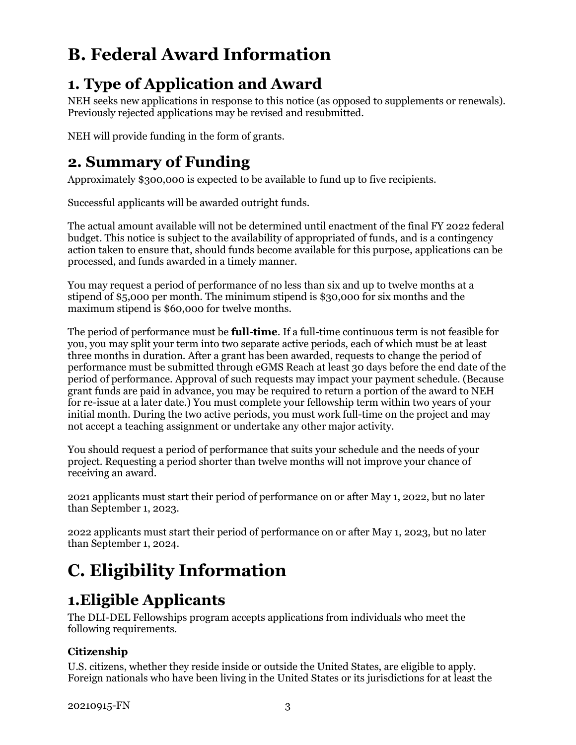# B. Federal Award Information

## 1. Type of Application and Award

NEH seeks new applications in response to this notice (as opposed to supplements or renewals). Previously rejected applications may be revised and resubmitted.

NEH will provide funding in the form of grants.

## 2. Summary of Funding

Approximately $300,000 is expected to be available to fund up to five recipients.

Successful applicants will be awarded outright funds.

The actual amount available will not be determined until enactment of the final FY 2022 federal budget. This notice is subject to the availability of appropriated of funds, and is a contingency action taken to ensure that, should funds become available for this purpose, applications can be processed, and funds awarded in a timely manner.

You may request a period of performance of no less than six and up to twelve months at a stipend of $5,000 per month. The minimum stipend is $30,000 for six months and the maximum stipend is $60,000 for twelve months.

The period of performance must be **full-time**. If a full-time continuous term is not feasible for you, you may split your term into two separate active periods, each of which must be at least three months in duration. After a grant has been awarded, requests to change the period of performance must be submitted through eGMS Reach at least 30 days before the end date of the period of performance. Approval of such requests may impact your payment schedule. (Because grant funds are paid in advance, you may be required to return a portion of the award to NEH for re-issue at a later date.) You must complete your fellowship term within two years of your initial month. During the two active periods, you must work full-time on the project and may not accept a teaching assignment or undertake any other major activity.

You should request a period of performance that suits your schedule and the needs of your project. Requesting a period shorter than twelve months will not improve your chance of receiving an award.

2021 applicants must start their period of performance on or after May 1, 2022, but no later than September 1, 2023.

2022 applicants must start their period of performance on or after May 1, 2023, but no later than September 1, 2024.

# C. Eligibility Information

## 1.Eligible Applicants

The DLI-DEL Fellowships program accepts applications from individuals who meet the following requirements.

### Citizenship

U.S. citizens, whether they reside inside or outside the United States, are eligible to apply. Foreign nationals who have been living in the United States or its jurisdictions for at least the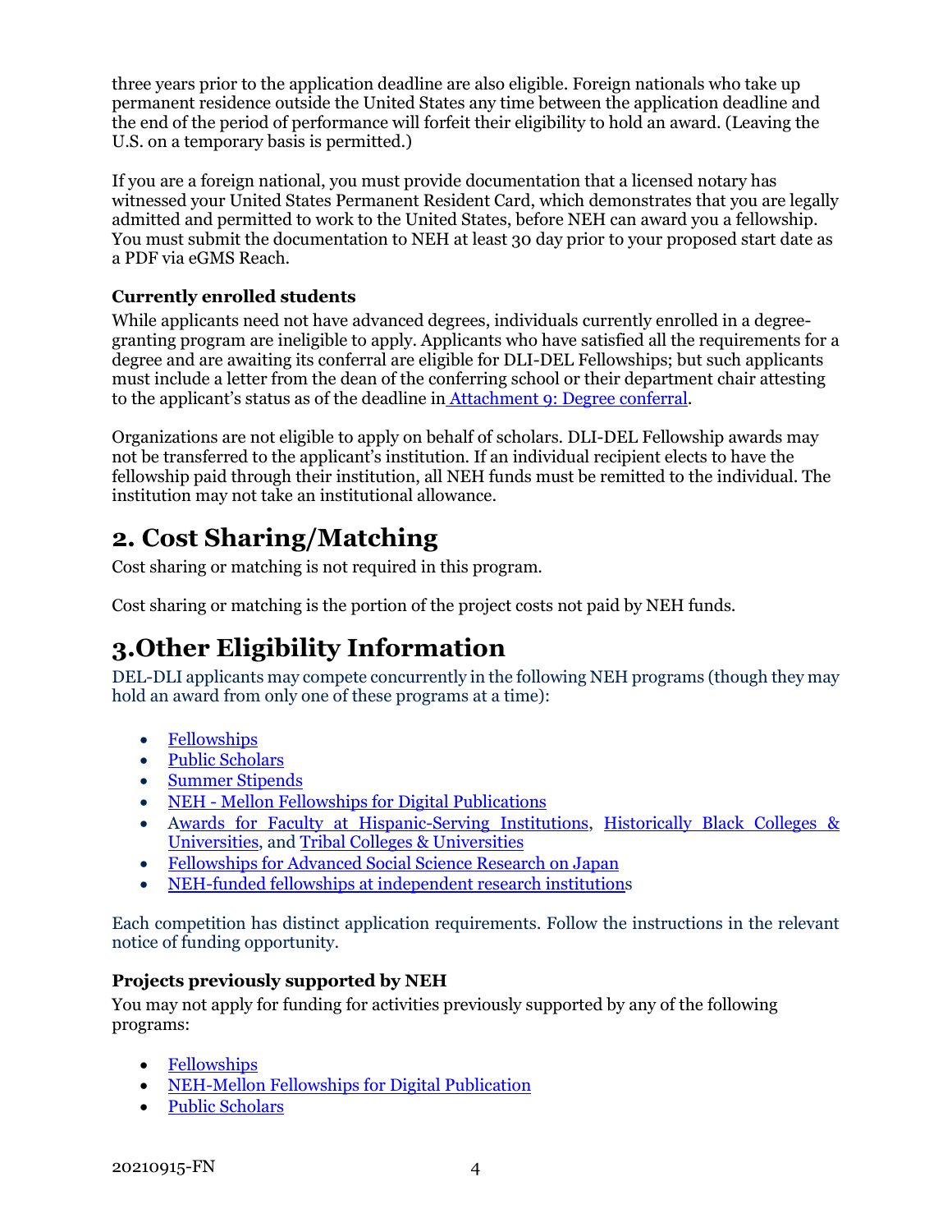three years prior to the application deadline are also eligible. Foreign nationals who take up permanent residence outside the United States any time between the application deadline and the end of the period of performance will forfeit their eligibility to hold an award. (Leaving the U.S. on a temporary basis is permitted.)

If you are a foreign national, you must provide documentation that a licensed notary has witnessed your United States Permanent Resident Card, which demonstrates that you are legally admitted and permitted to work to the United States, before NEH can award you a fellowship. You must submit the documentation to NEH at least 30 day prior to your proposed start date as a PDF via eGMS Reach.

**Currently enrolled students**

While applicants need not have advanced degrees, individuals currently enrolled in a degree-granting program are ineligible to apply. Applicants who have satisfied all the requirements for a degree and are awaiting its conferral are eligible for DLI-DEL Fellowships; but such applicants must include a letter from the dean of the conferring school or their department chair attesting to the applicant's status as of the deadline in Attachment 9: Degree conferral.

Organizations are not eligible to apply on behalf of scholars. DLI-DEL Fellowship awards may not be transferred to the applicant's institution. If an individual recipient elects to have the fellowship paid through their institution, all NEH funds must be remitted to the individual. The institution may not take an institutional allowance.

## 2. Cost Sharing/Matching

Cost sharing or matching is not required in this program.

Cost sharing or matching is the portion of the project costs not paid by NEH funds.

## 3.Other Eligibility Information

DEL-DLI applicants may compete concurrently in the following NEH programs (though they may hold an award from only one of these programs at a time):

- Fellowships
- Public Scholars
- Summer Stipends
- NEH - Mellon Fellowships for Digital Publications
- Awards for Faculty at Hispanic-Serving Institutions, Historically Black Colleges & Universities, and Tribal Colleges & Universities
- Fellowships for Advanced Social Science Research on Japan
- NEH-funded fellowships at independent research institutions

Each competition has distinct application requirements. Follow the instructions in the relevant notice of funding opportunity.

**Projects previously supported by NEH**

You may not apply for funding for activities previously supported by any of the following programs:

- Fellowships
- NEH-Mellon Fellowships for Digital Publication
- Public Scholars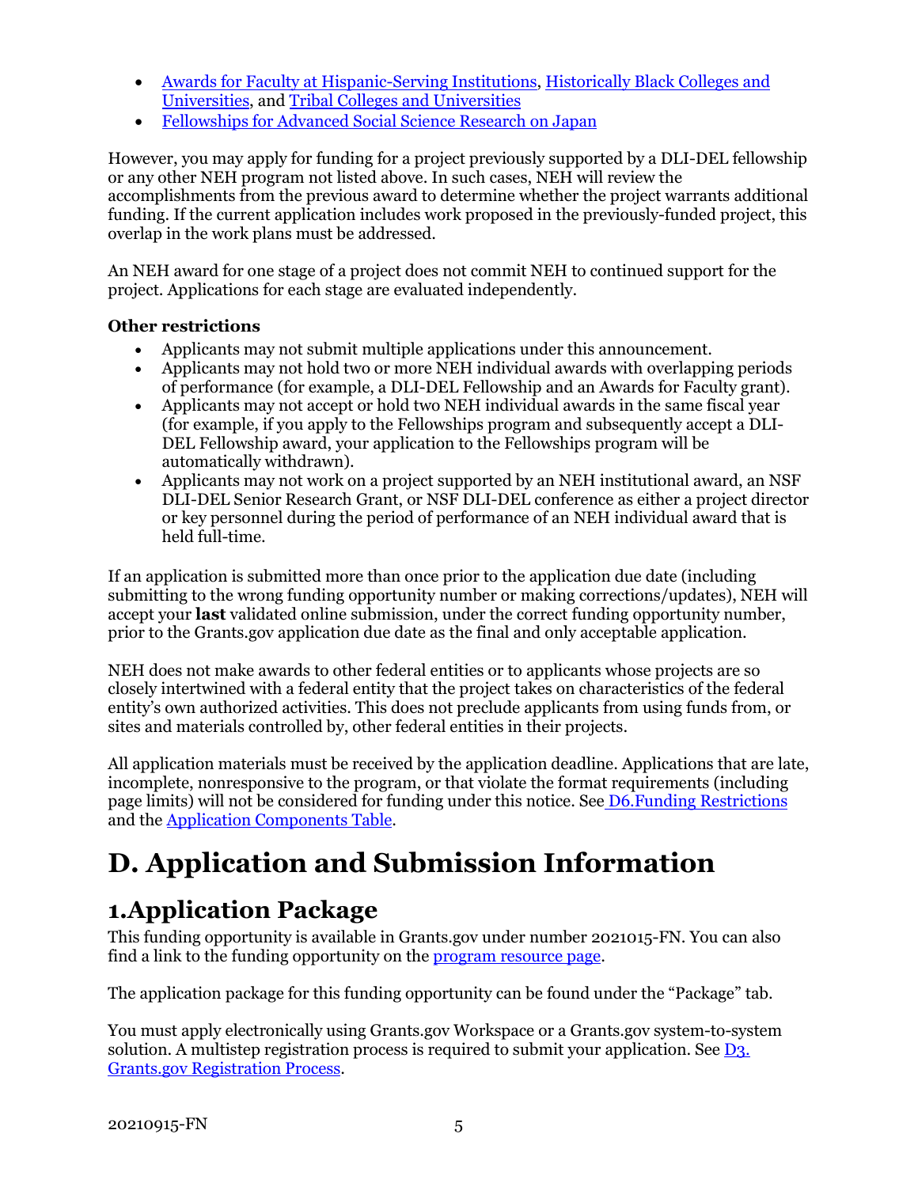- Awards for Faculty at Hispanic-Serving Institutions, Historically Black Colleges and Universities, and Tribal Colleges and Universities
- Fellowships for Advanced Social Science Research on Japan

However, you may apply for funding for a project previously supported by a DLI-DEL fellowship or any other NEH program not listed above. In such cases, NEH will review the accomplishments from the previous award to determine whether the project warrants additional funding. If the current application includes work proposed in the previously-funded project, this overlap in the work plans must be addressed.

An NEH award for one stage of a project does not commit NEH to continued support for the project. Applications for each stage are evaluated independently.

**Other restrictions**

- Applicants may not submit multiple applications under this announcement.
- Applicants may not hold two or more NEH individual awards with overlapping periods of performance (for example, a DLI-DEL Fellowship and an Awards for Faculty grant).
- Applicants may not accept or hold two NEH individual awards in the same fiscal year (for example, if you apply to the Fellowships program and subsequently accept a DLI-DEL Fellowship award, your application to the Fellowships program will be automatically withdrawn).
- Applicants may not work on a project supported by an NEH institutional award, an NSF DLI-DEL Senior Research Grant, or NSF DLI-DEL conference as either a project director or key personnel during the period of performance of an NEH individual award that is held full-time.

If an application is submitted more than once prior to the application due date (including submitting to the wrong funding opportunity number or making corrections/updates), NEH will accept your **last** validated online submission, under the correct funding opportunity number, prior to the Grants.gov application due date as the final and only acceptable application.

NEH does not make awards to other federal entities or to applicants whose projects are so closely intertwined with a federal entity that the project takes on characteristics of the federal entity's own authorized activities. This does not preclude applicants from using funds from, or sites and materials controlled by, other federal entities in their projects.

All application materials must be received by the application deadline. Applications that are late, incomplete, nonresponsive to the program, or that violate the format requirements (including page limits) will not be considered for funding under this notice. See D6.Funding Restrictions and the Application Components Table.

# D. Application and Submission Information

## 1.Application Package

This funding opportunity is available in Grants.gov under number 2021015-FN. You can also find a link to the funding opportunity on the program resource page.

The application package for this funding opportunity can be found under the "Package" tab.

You must apply electronically using Grants.gov Workspace or a Grants.gov system-to-system solution. A multistep registration process is required to submit your application. See D3. Grants.gov Registration Process.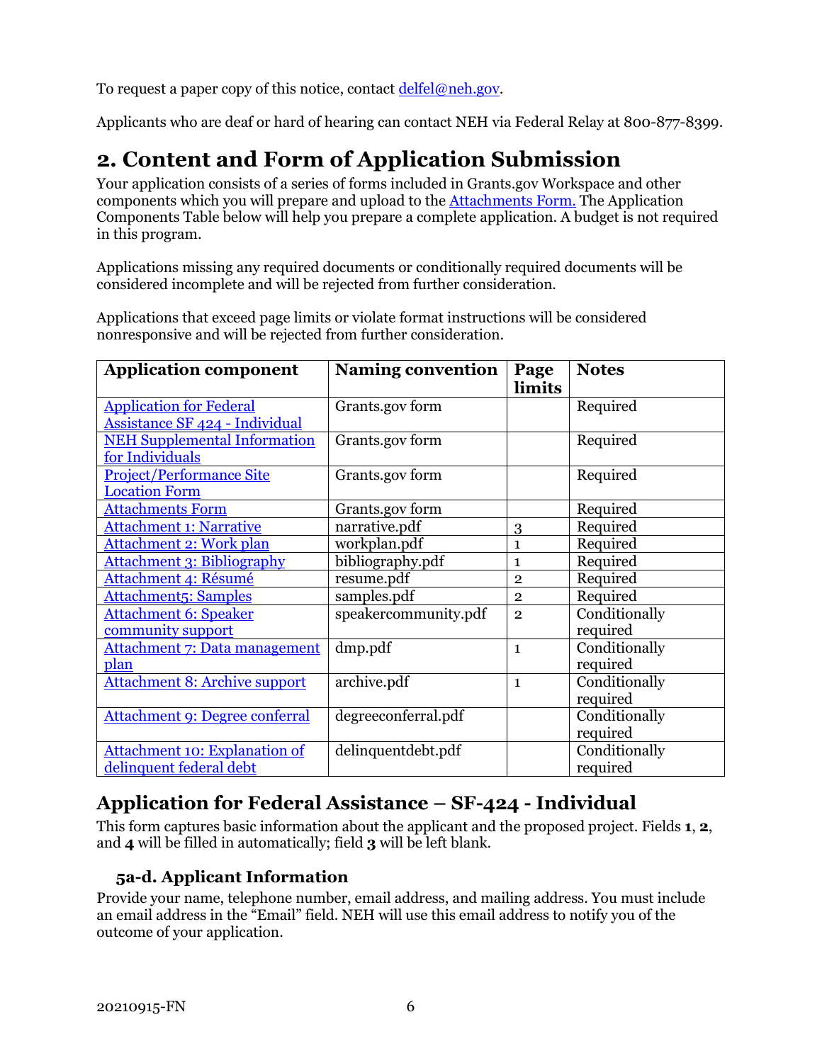To request a paper copy of this notice, contact delfel@neh.gov.

Applicants who are deaf or hard of hearing can contact NEH via Federal Relay at 800-877-8399.

# 2. Content and Form of Application Submission

Your application consists of a series of forms included in Grants.gov Workspace and other components which you will prepare and upload to the Attachments Form. The Application Components Table below will help you prepare a complete application. A budget is not required in this program.

Applications missing any required documents or conditionally required documents will be considered incomplete and will be rejected from further consideration.

Applications that exceed page limits or violate format instructions will be considered nonresponsive and will be rejected from further consideration.

| Application component | Naming convention | Page limits | Notes |
|---|---|---|---|
| Application for Federal Assistance SF 424 - Individual | Grants.gov form | | Required |
| NEH Supplemental Information for Individuals | Grants.gov form | | Required |
| Project/Performance Site Location Form | Grants.gov form | | Required |
| Attachments Form | Grants.gov form | | Required |
| Attachment 1: Narrative | narrative.pdf | 3 | Required |
| Attachment 2: Work plan | workplan.pdf | 1 | Required |
| Attachment 3: Bibliography | bibliography.pdf | 1 | Required |
| Attachment 4: Résumé | resume.pdf | 2 | Required |
| Attachment5: Samples | samples.pdf | 2 | Required |
| Attachment 6: Speaker community support | speakercommunity.pdf | 2 | Conditionally required |
| Attachment 7: Data management plan | dmp.pdf | 1 | Conditionally required |
| Attachment 8: Archive support | archive.pdf | 1 | Conditionally required |
| Attachment 9: Degree conferral | degreeconferral.pdf | | Conditionally required |
| Attachment 10: Explanation of delinquent federal debt | delinquentdebt.pdf | | Conditionally required |

## Application for Federal Assistance – SF-424 - Individual

This form captures basic information about the applicant and the proposed project. Fields **1**, **2**, and **4** will be filled in automatically; field **3** will be left blank.

### 5a-d. Applicant Information

Provide your name, telephone number, email address, and mailing address. You must include an email address in the "Email" field. NEH will use this email address to notify you of the outcome of your application.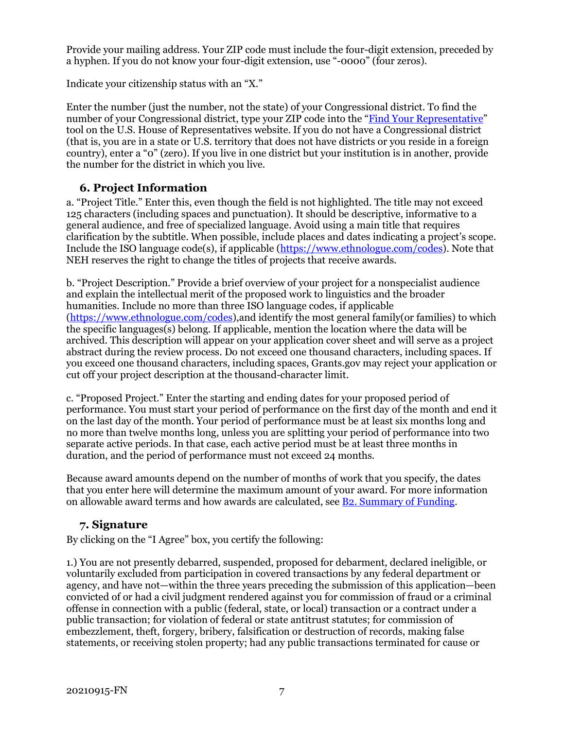Provide your mailing address. Your ZIP code must include the four-digit extension, preceded by a hyphen. If you do not know your four-digit extension, use "-0000" (four zeros).

Indicate your citizenship status with an "X."

Enter the number (just the number, not the state) of your Congressional district. To find the number of your Congressional district, type your ZIP code into the "[Find Your Representative](https://www.house.gov/representatives/find-your-representative)" tool on the U.S. House of Representatives website. If you do not have a Congressional district (that is, you are in a state or U.S. territory that does not have districts or you reside in a foreign country), enter a "0" (zero). If you live in one district but your institution is in another, provide the number for the district in which you live.

### 6. Project Information

a. "Project Title." Enter this, even though the field is not highlighted. The title may not exceed 125 characters (including spaces and punctuation). It should be descriptive, informative to a general audience, and free of specialized language. Avoid using a main title that requires clarification by the subtitle. When possible, include places and dates indicating a project's scope. Include the ISO language code(s), if applicable (https://www.ethnologue.com/codes). Note that NEH reserves the right to change the titles of projects that receive awards.

b. "Project Description." Provide a brief overview of your project for a nonspecialist audience and explain the intellectual merit of the proposed work to linguistics and the broader humanities. Include no more than three ISO language codes, if applicable (https://www.ethnologue.com/codes),and identify the most general family(or families) to which the specific languages(s) belong. If applicable, mention the location where the data will be archived. This description will appear on your application cover sheet and will serve as a project abstract during the review process. Do not exceed one thousand characters, including spaces. If you exceed one thousand characters, including spaces, Grants.gov may reject your application or cut off your project description at the thousand-character limit.

c. "Proposed Project." Enter the starting and ending dates for your proposed period of performance. You must start your period of performance on the first day of the month and end it on the last day of the month. Your period of performance must be at least six months long and no more than twelve months long, unless you are splitting your period of performance into two separate active periods. In that case, each active period must be at least three months in duration, and the period of performance must not exceed 24 months.

Because award amounts depend on the number of months of work that you specify, the dates that you enter here will determine the maximum amount of your award. For more information on allowable award terms and how awards are calculated, see B2. Summary of Funding.

### 7. Signature

By clicking on the "I Agree" box, you certify the following:

1.) You are not presently debarred, suspended, proposed for debarment, declared ineligible, or voluntarily excluded from participation in covered transactions by any federal department or agency, and have not—within the three years preceding the submission of this application—been convicted of or had a civil judgment rendered against you for commission of fraud or a criminal offense in connection with a public (federal, state, or local) transaction or a contract under a public transaction; for violation of federal or state antitrust statutes; for commission of embezzlement, theft, forgery, bribery, falsification or destruction of records, making false statements, or receiving stolen property; had any public transactions terminated for cause or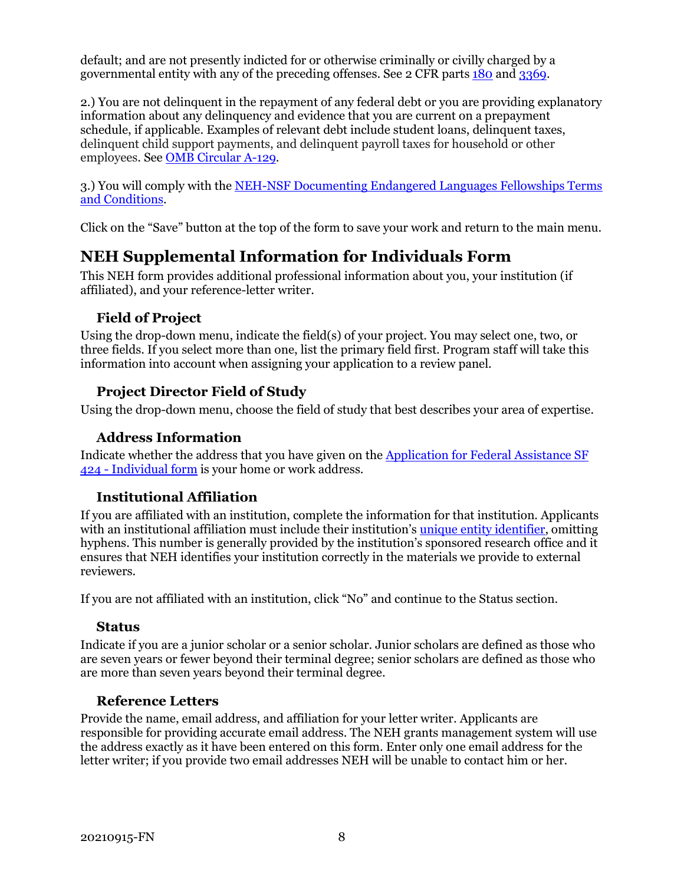default; and are not presently indicted for or otherwise criminally or civilly charged by a governmental entity with any of the preceding offenses. See 2 CFR parts 180 and 3369.

2.) You are not delinquent in the repayment of any federal debt or you are providing explanatory information about any delinquency and evidence that you are current on a prepayment schedule, if applicable. Examples of relevant debt include student loans, delinquent taxes, delinquent child support payments, and delinquent payroll taxes for household or other employees. See OMB Circular A-129.

3.) You will comply with the NEH-NSF Documenting Endangered Languages Fellowships Terms and Conditions.

Click on the “Save” button at the top of the form to save your work and return to the main menu.

## NEH Supplemental Information for Individuals Form

This NEH form provides additional professional information about you, your institution (if affiliated), and your reference-letter writer.

### Field of Project

Using the drop-down menu, indicate the field(s) of your project. You may select one, two, or three fields. If you select more than one, list the primary field first. Program staff will take this information into account when assigning your application to a review panel.

### Project Director Field of Study

Using the drop-down menu, choose the field of study that best describes your area of expertise.

### Address Information

Indicate whether the address that you have given on the Application for Federal Assistance SF 424 - Individual form is your home or work address.

### Institutional Affiliation

If you are affiliated with an institution, complete the information for that institution. Applicants with an institutional affiliation must include their institution’s unique entity identifier, omitting hyphens. This number is generally provided by the institution’s sponsored research office and it ensures that NEH identifies your institution correctly in the materials we provide to external reviewers.

If you are not affiliated with an institution, click “No” and continue to the Status section.

### Status

Indicate if you are a junior scholar or a senior scholar. Junior scholars are defined as those who are seven years or fewer beyond their terminal degree; senior scholars are defined as those who are more than seven years beyond their terminal degree.

### Reference Letters

Provide the name, email address, and affiliation for your letter writer. Applicants are responsible for providing accurate email address. The NEH grants management system will use the address exactly as it have been entered on this form. Enter only one email address for the letter writer; if you provide two email addresses NEH will be unable to contact him or her.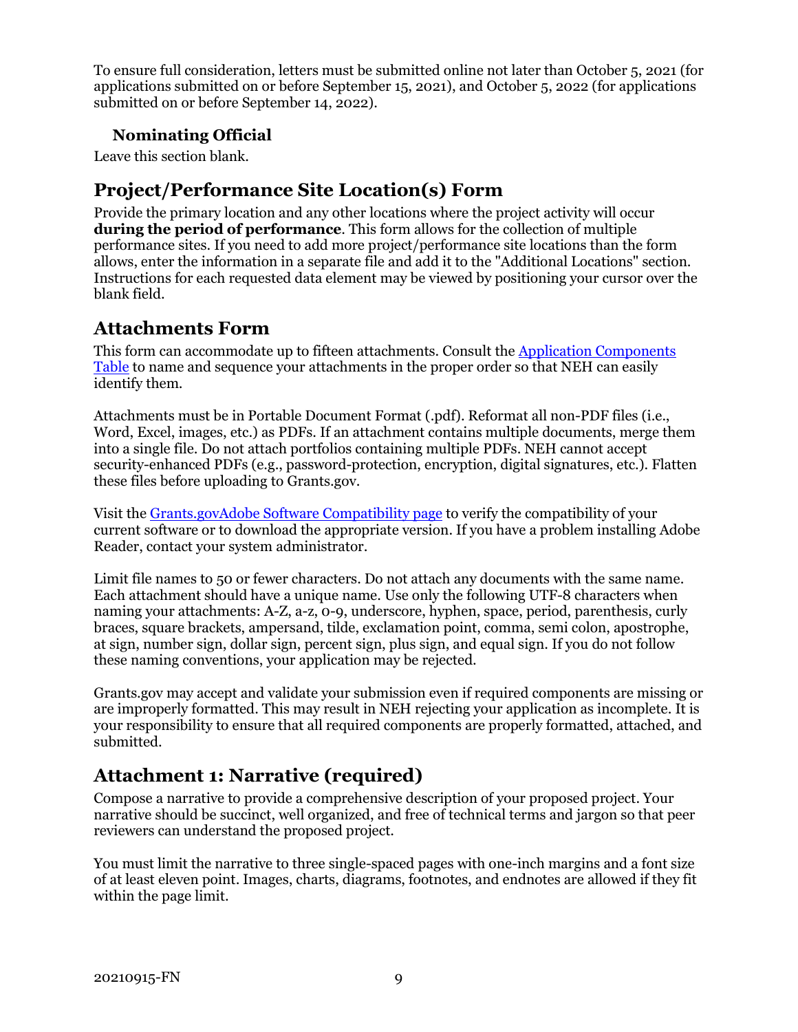To ensure full consideration, letters must be submitted online not later than October 5, 2021 (for applications submitted on or before September 15, 2021), and October 5, 2022 (for applications submitted on or before September 14, 2022).

### Nominating Official

Leave this section blank.

## Project/Performance Site Location(s) Form

Provide the primary location and any other locations where the project activity will occur **during the period of performance**. This form allows for the collection of multiple performance sites. If you need to add more project/performance site locations than the form allows, enter the information in a separate file and add it to the "Additional Locations" section. Instructions for each requested data element may be viewed by positioning your cursor over the blank field.

## Attachments Form

This form can accommodate up to fifteen attachments. Consult the Application Components Table to name and sequence your attachments in the proper order so that NEH can easily identify them.

Attachments must be in Portable Document Format (.pdf). Reformat all non-PDF files (i.e., Word, Excel, images, etc.) as PDFs. If an attachment contains multiple documents, merge them into a single file. Do not attach portfolios containing multiple PDFs. NEH cannot accept security-enhanced PDFs (e.g., password-protection, encryption, digital signatures, etc.). Flatten these files before uploading to Grants.gov.

Visit the Grants.govAdobe Software Compatibility page to verify the compatibility of your current software or to download the appropriate version. If you have a problem installing Adobe Reader, contact your system administrator.

Limit file names to 50 or fewer characters. Do not attach any documents with the same name. Each attachment should have a unique name. Use only the following UTF-8 characters when naming your attachments: A-Z, a-z, 0-9, underscore, hyphen, space, period, parenthesis, curly braces, square brackets, ampersand, tilde, exclamation point, comma, semi colon, apostrophe, at sign, number sign, dollar sign, percent sign, plus sign, and equal sign. If you do not follow these naming conventions, your application may be rejected.

Grants.gov may accept and validate your submission even if required components are missing or are improperly formatted. This may result in NEH rejecting your application as incomplete. It is your responsibility to ensure that all required components are properly formatted, attached, and submitted.

## Attachment 1: Narrative (required)

Compose a narrative to provide a comprehensive description of your proposed project. Your narrative should be succinct, well organized, and free of technical terms and jargon so that peer reviewers can understand the proposed project.

You must limit the narrative to three single-spaced pages with one-inch margins and a font size of at least eleven point. Images, charts, diagrams, footnotes, and endnotes are allowed if they fit within the page limit.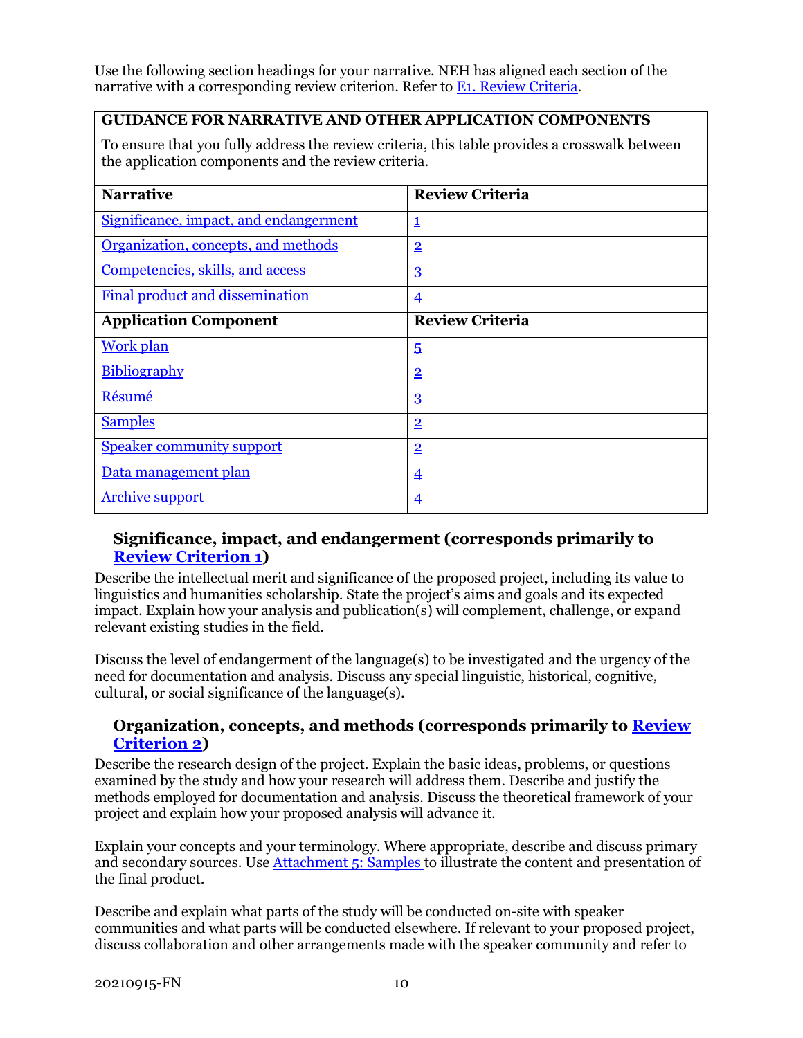Use the following section headings for your narrative. NEH has aligned each section of the narrative with a corresponding review criterion. Refer to E1. Review Criteria.

| **GUIDANCE FOR NARRATIVE AND OTHER APPLICATION COMPONENTS**<br><br>To ensure that you fully address the review criteria, this table provides a crosswalk between the application components and the review criteria. | |
|---|---|
| **Narrative** | **Review Criteria** |
| Significance, impact, and endangerment | 1 |
| Organization, concepts, and methods | 2 |
| Competencies, skills, and access | 3 |
| Final product and dissemination | 4 |
| **Application Component** | **Review Criteria** |
| Work plan | 5 |
| Bibliography | 2 |
| Résumé | 3 |
| Samples | 2 |
| Speaker community support | 2 |
| Data management plan | 4 |
| Archive support | 4 |

### Significance, impact, and endangerment (corresponds primarily to Review Criterion 1)

Describe the intellectual merit and significance of the proposed project, including its value to linguistics and humanities scholarship. State the project's aims and goals and its expected impact. Explain how your analysis and publication(s) will complement, challenge, or expand relevant existing studies in the field.

Discuss the level of endangerment of the language(s) to be investigated and the urgency of the need for documentation and analysis. Discuss any special linguistic, historical, cognitive, cultural, or social significance of the language(s).

### Organization, concepts, and methods (corresponds primarily to Review Criterion 2)

Describe the research design of the project. Explain the basic ideas, problems, or questions examined by the study and how your research will address them. Describe and justify the methods employed for documentation and analysis. Discuss the theoretical framework of your project and explain how your proposed analysis will advance it.

Explain your concepts and your terminology. Where appropriate, describe and discuss primary and secondary sources. Use Attachment 5: Samples to illustrate the content and presentation of the final product.

Describe and explain what parts of the study will be conducted on-site with speaker communities and what parts will be conducted elsewhere. If relevant to your proposed project, discuss collaboration and other arrangements made with the speaker community and refer to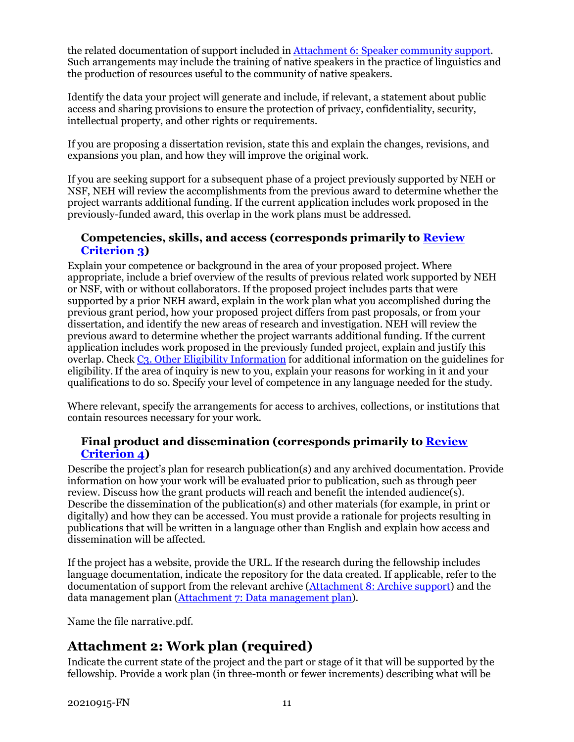the related documentation of support included in [Attachment 6: Speaker community support](). Such arrangements may include the training of native speakers in the practice of linguistics and the production of resources useful to the community of native speakers.

Identify the data your project will generate and include, if relevant, a statement about public access and sharing provisions to ensure the protection of privacy, confidentiality, security, intellectual property, and other rights or requirements.

If you are proposing a dissertation revision, state this and explain the changes, revisions, and expansions you plan, and how they will improve the original work.

If you are seeking support for a subsequent phase of a project previously supported by NEH or NSF, NEH will review the accomplishments from the previous award to determine whether the project warrants additional funding. If the current application includes work proposed in the previously-funded award, this overlap in the work plans must be addressed.

### Competencies, skills, and access (corresponds primarily to Review Criterion 3)

Explain your competence or background in the area of your proposed project. Where appropriate, include a brief overview of the results of previous related work supported by NEH or NSF, with or without collaborators. If the proposed project includes parts that were supported by a prior NEH award, explain in the work plan what you accomplished during the previous grant period, how your proposed project differs from past proposals, or from your dissertation, and identify the new areas of research and investigation. NEH will review the previous award to determine whether the project warrants additional funding. If the current application includes work proposed in the previously funded project, explain and justify this overlap. Check C3. Other Eligibility Information for additional information on the guidelines for eligibility. If the area of inquiry is new to you, explain your reasons for working in it and your qualifications to do so. Specify your level of competence in any language needed for the study.

Where relevant, specify the arrangements for access to archives, collections, or institutions that contain resources necessary for your work.

### Final product and dissemination (corresponds primarily to Review Criterion 4)

Describe the project's plan for research publication(s) and any archived documentation. Provide information on how your work will be evaluated prior to publication, such as through peer review. Discuss how the grant products will reach and benefit the intended audience(s). Describe the dissemination of the publication(s) and other materials (for example, in print or digitally) and how they can be accessed. You must provide a rationale for projects resulting in publications that will be written in a language other than English and explain how access and dissemination will be affected.

If the project has a website, provide the URL. If the research during the fellowship includes language documentation, indicate the repository for the data created. If applicable, refer to the documentation of support from the relevant archive (Attachment 8: Archive support) and the data management plan (Attachment 7: Data management plan).

Name the file narrative.pdf.

## Attachment 2: Work plan (required)

Indicate the current state of the project and the part or stage of it that will be supported by the fellowship. Provide a work plan (in three-month or fewer increments) describing what will be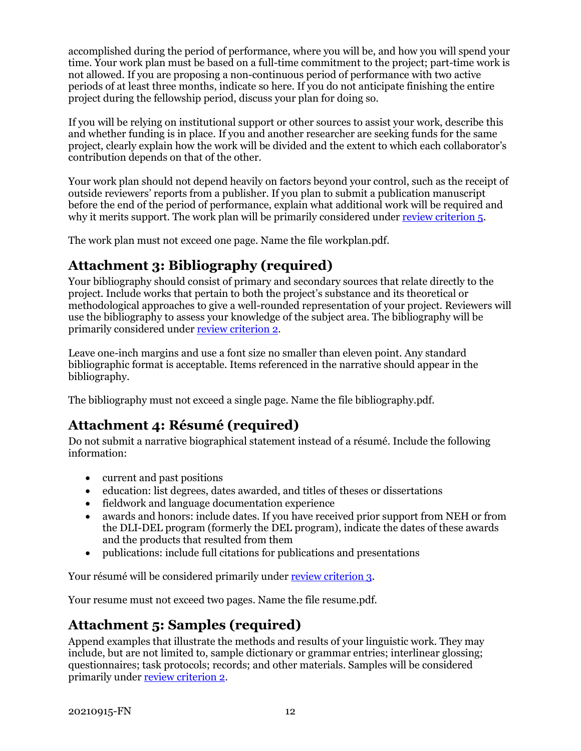accomplished during the period of performance, where you will be, and how you will spend your time. Your work plan must be based on a full-time commitment to the project; part-time work is not allowed. If you are proposing a non-continuous period of performance with two active periods of at least three months, indicate so here. If you do not anticipate finishing the entire project during the fellowship period, discuss your plan for doing so.

If you will be relying on institutional support or other sources to assist your work, describe this and whether funding is in place. If you and another researcher are seeking funds for the same project, clearly explain how the work will be divided and the extent to which each collaborator's contribution depends on that of the other.

Your work plan should not depend heavily on factors beyond your control, such as the receipt of outside reviewers' reports from a publisher. If you plan to submit a publication manuscript before the end of the period of performance, explain what additional work will be required and why it merits support. The work plan will be primarily considered under review criterion 5.

The work plan must not exceed one page. Name the file workplan.pdf.

## Attachment 3: Bibliography (required)

Your bibliography should consist of primary and secondary sources that relate directly to the project. Include works that pertain to both the project's substance and its theoretical or methodological approaches to give a well-rounded representation of your project. Reviewers will use the bibliography to assess your knowledge of the subject area. The bibliography will be primarily considered under review criterion 2.

Leave one-inch margins and use a font size no smaller than eleven point. Any standard bibliographic format is acceptable. Items referenced in the narrative should appear in the bibliography.

The bibliography must not exceed a single page. Name the file bibliography.pdf.

## Attachment 4: Résumé (required)

Do not submit a narrative biographical statement instead of a résumé. Include the following information:

- current and past positions
- education: list degrees, dates awarded, and titles of theses or dissertations
- fieldwork and language documentation experience
- awards and honors: include dates. If you have received prior support from NEH or from the DLI-DEL program (formerly the DEL program), indicate the dates of these awards and the products that resulted from them
- publications: include full citations for publications and presentations

Your résumé will be considered primarily under review criterion 3.

Your resume must not exceed two pages. Name the file resume.pdf.

## Attachment 5: Samples (required)

Append examples that illustrate the methods and results of your linguistic work. They may include, but are not limited to, sample dictionary or grammar entries; interlinear glossing; questionnaires; task protocols; records; and other materials. Samples will be considered primarily under review criterion 2.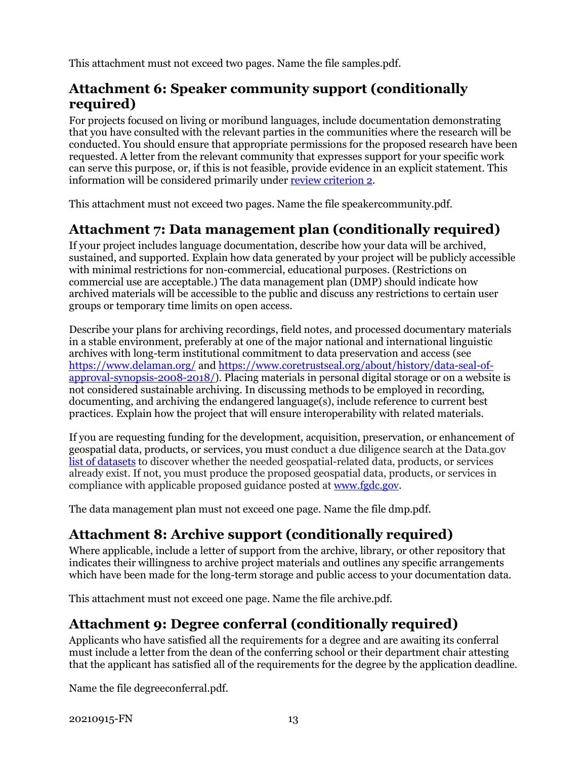This attachment must not exceed two pages. Name the file samples.pdf.

## Attachment 6: Speaker community support (conditionally required)

For projects focused on living or moribund languages, include documentation demonstrating that you have consulted with the relevant parties in the communities where the research will be conducted. You should ensure that appropriate permissions for the proposed research have been requested. A letter from the relevant community that expresses support for your specific work can serve this purpose, or, if this is not feasible, provide evidence in an explicit statement. This information will be considered primarily under [review criterion 2](#).

This attachment must not exceed two pages. Name the file speakercommunity.pdf.

## Attachment 7: Data management plan (conditionally required)

If your project includes language documentation, describe how your data will be archived, sustained, and supported. Explain how data generated by your project will be publicly accessible with minimal restrictions for non-commercial, educational purposes. (Restrictions on commercial use are acceptable.) The data management plan (DMP) should indicate how archived materials will be accessible to the public and discuss any restrictions to certain user groups or temporary time limits on open access.

Describe your plans for archiving recordings, field notes, and processed documentary materials in a stable environment, preferably at one of the major national and international linguistic archives with long-term institutional commitment to data preservation and access (see [https://www.delaman.org/](https://www.delaman.org/) and [https://www.coretrustseal.org/about/history/data-seal-of-approval-synopsis-2008-2018/](https://www.coretrustseal.org/about/history/data-seal-of-approval-synopsis-2008-2018/)). Placing materials in personal digital storage or on a website is not considered sustainable archiving. In discussing methods to be employed in recording, documenting, and archiving the endangered language(s), include reference to current best practices. Explain how the project that will ensure interoperability with related materials.

If you are requesting funding for the development, acquisition, preservation, or enhancement of geospatial data, products, or services, you must conduct a due diligence search at the Data.gov [list of datasets](#) to discover whether the needed geospatial-related data, products, or services already exist. If not, you must produce the proposed geospatial data, products, or services in compliance with applicable proposed guidance posted at [www.fgdc.gov](http://www.fgdc.gov).

The data management plan must not exceed one page. Name the file dmp.pdf.

## Attachment 8: Archive support (conditionally required)

Where applicable, include a letter of support from the archive, library, or other repository that indicates their willingness to archive project materials and outlines any specific arrangements which have been made for the long-term storage and public access to your documentation data.

This attachment must not exceed one page. Name the file archive.pdf.

## Attachment 9: Degree conferral (conditionally required)

Applicants who have satisfied all the requirements for a degree and are awaiting its conferral must include a letter from the dean of the conferring school or their department chair attesting that the applicant has satisfied all of the requirements for the degree by the application deadline.

Name the file degreeconferral.pdf.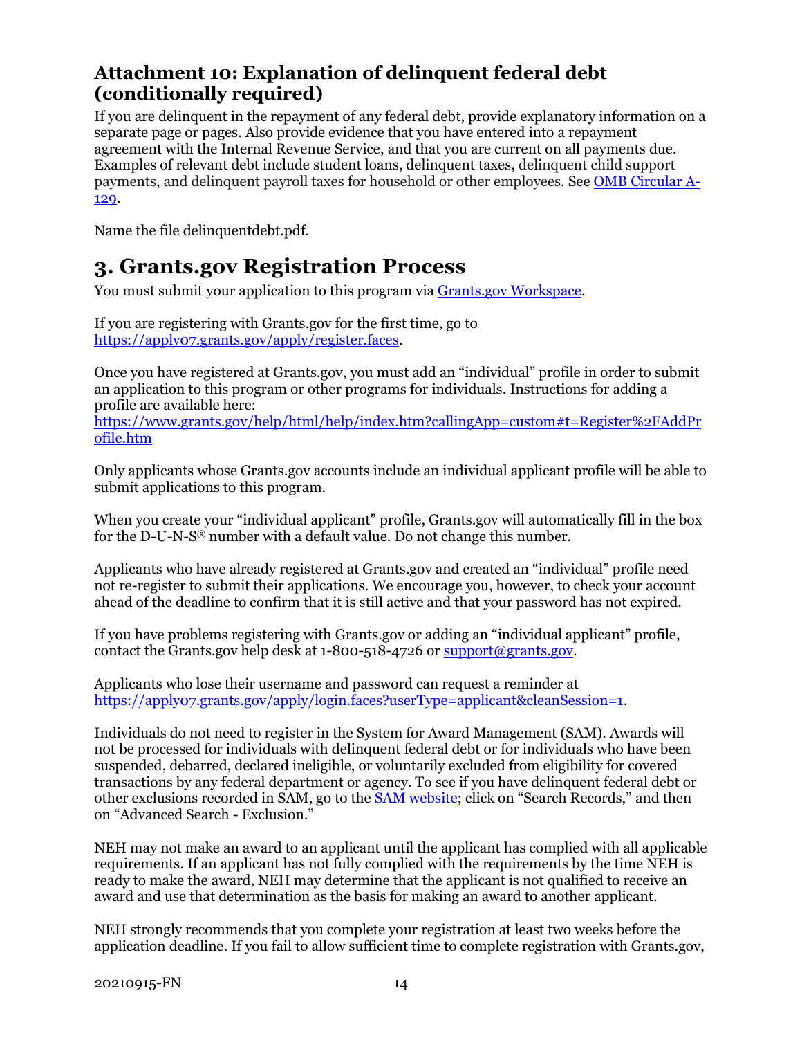### Attachment 10: Explanation of delinquent federal debt (conditionally required)

If you are delinquent in the repayment of any federal debt, provide explanatory information on a separate page or pages. Also provide evidence that you have entered into a repayment agreement with the Internal Revenue Service, and that you are current on all payments due. Examples of relevant debt include student loans, delinquent taxes, delinquent child support payments, and delinquent payroll taxes for household or other employees. See [OMB Circular A-129](OMB Circular A-129).

Name the file delinquentdebt.pdf.

## 3. Grants.gov Registration Process

You must submit your application to this program via [Grants.gov Workspace](Grants.gov Workspace).

If you are registering with Grants.gov for the first time, go to https://apply07.grants.gov/apply/register.faces.

Once you have registered at Grants.gov, you must add an "individual" profile in order to submit an application to this program or other programs for individuals. Instructions for adding a profile are available here:
https://www.grants.gov/help/html/help/index.htm?callingApp=custom#t=Register%2FAddProfile.htm

Only applicants whose Grants.gov accounts include an individual applicant profile will be able to submit applications to this program.

When you create your "individual applicant" profile, Grants.gov will automatically fill in the box for the D-U-N-S® number with a default value. Do not change this number.

Applicants who have already registered at Grants.gov and created an "individual" profile need not re-register to submit their applications. We encourage you, however, to check your account ahead of the deadline to confirm that it is still active and that your password has not expired.

If you have problems registering with Grants.gov or adding an "individual applicant" profile, contact the Grants.gov help desk at 1-800-518-4726 or support@grants.gov.

Applicants who lose their username and password can request a reminder at https://apply07.grants.gov/apply/login.faces?userType=applicant&cleanSession=1.

Individuals do not need to register in the System for Award Management (SAM). Awards will not be processed for individuals with delinquent federal debt or for individuals who have been suspended, debarred, declared ineligible, or voluntarily excluded from eligibility for covered transactions by any federal department or agency. To see if you have delinquent federal debt or other exclusions recorded in SAM, go to the [SAM website](SAM website); click on "Search Records," and then on "Advanced Search - Exclusion."

NEH may not make an award to an applicant until the applicant has complied with all applicable requirements. If an applicant has not fully complied with the requirements by the time NEH is ready to make the award, NEH may determine that the applicant is not qualified to receive an award and use that determination as the basis for making an award to another applicant.

NEH strongly recommends that you complete your registration at least two weeks before the application deadline. If you fail to allow sufficient time to complete registration with Grants.gov,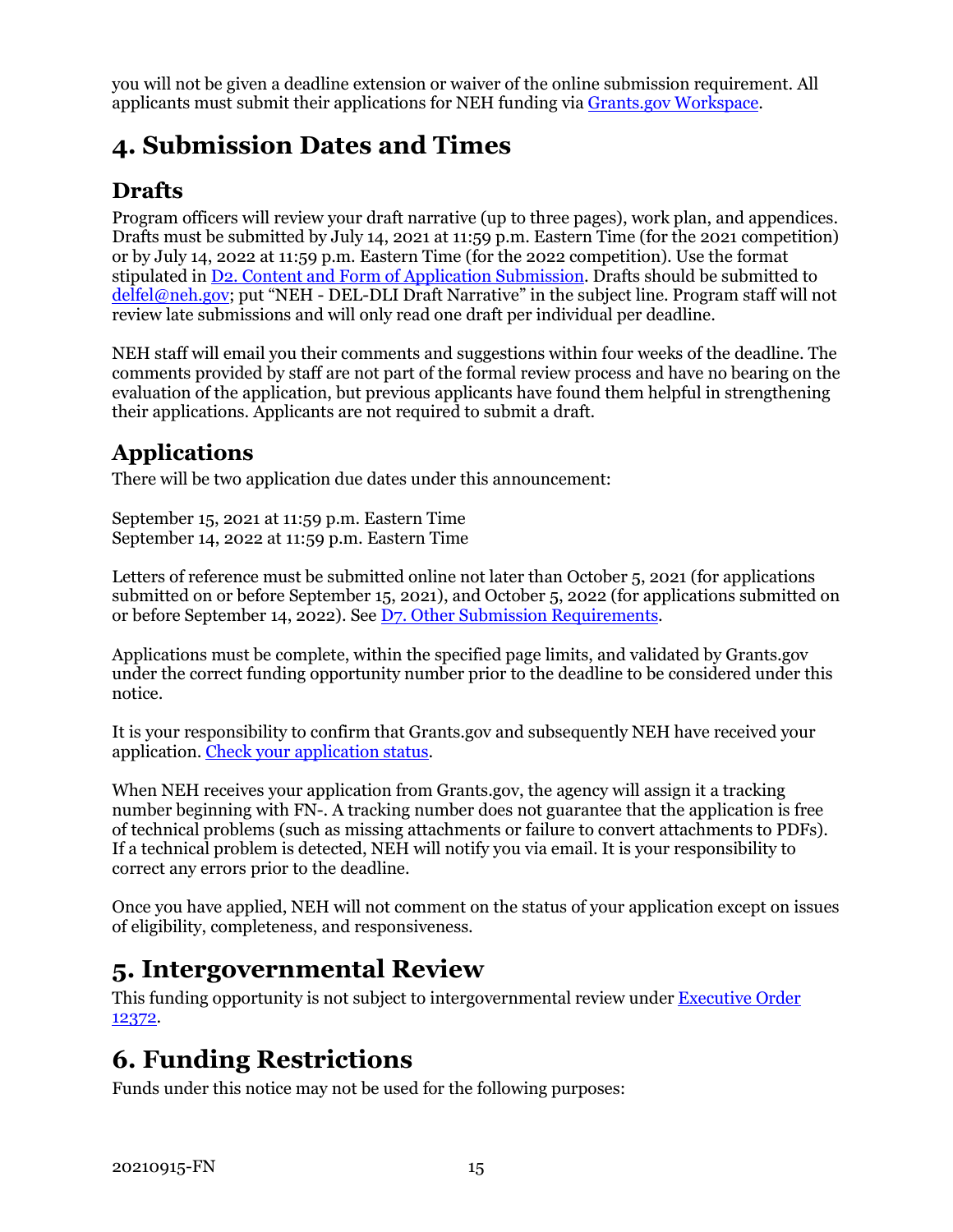you will not be given a deadline extension or waiver of the online submission requirement. All applicants must submit their applications for NEH funding via [Grants.gov Workspace](Grants.gov Workspace).

## 4. Submission Dates and Times

### Drafts

Program officers will review your draft narrative (up to three pages), work plan, and appendices. Drafts must be submitted by July 14, 2021 at 11:59 p.m. Eastern Time (for the 2021 competition) or by July 14, 2022 at 11:59 p.m. Eastern Time (for the 2022 competition). Use the format stipulated in D2. Content and Form of Application Submission. Drafts should be submitted to delfel@neh.gov; put "NEH - DEL-DLI Draft Narrative" in the subject line. Program staff will not review late submissions and will only read one draft per individual per deadline.

NEH staff will email you their comments and suggestions within four weeks of the deadline. The comments provided by staff are not part of the formal review process and have no bearing on the evaluation of the application, but previous applicants have found them helpful in strengthening their applications. Applicants are not required to submit a draft.

### Applications

There will be two application due dates under this announcement:

September 15, 2021 at 11:59 p.m. Eastern Time
September 14, 2022 at 11:59 p.m. Eastern Time

Letters of reference must be submitted online not later than October 5, 2021 (for applications submitted on or before September 15, 2021), and October 5, 2022 (for applications submitted on or before September 14, 2022). See D7. Other Submission Requirements.

Applications must be complete, within the specified page limits, and validated by Grants.gov under the correct funding opportunity number prior to the deadline to be considered under this notice.

It is your responsibility to confirm that Grants.gov and subsequently NEH have received your application. Check your application status.

When NEH receives your application from Grants.gov, the agency will assign it a tracking number beginning with FN-. A tracking number does not guarantee that the application is free of technical problems (such as missing attachments or failure to convert attachments to PDFs). If a technical problem is detected, NEH will notify you via email. It is your responsibility to correct any errors prior to the deadline.

Once you have applied, NEH will not comment on the status of your application except on issues of eligibility, completeness, and responsiveness.

## 5. Intergovernmental Review

This funding opportunity is not subject to intergovernmental review under Executive Order 12372.

## 6. Funding Restrictions

Funds under this notice may not be used for the following purposes: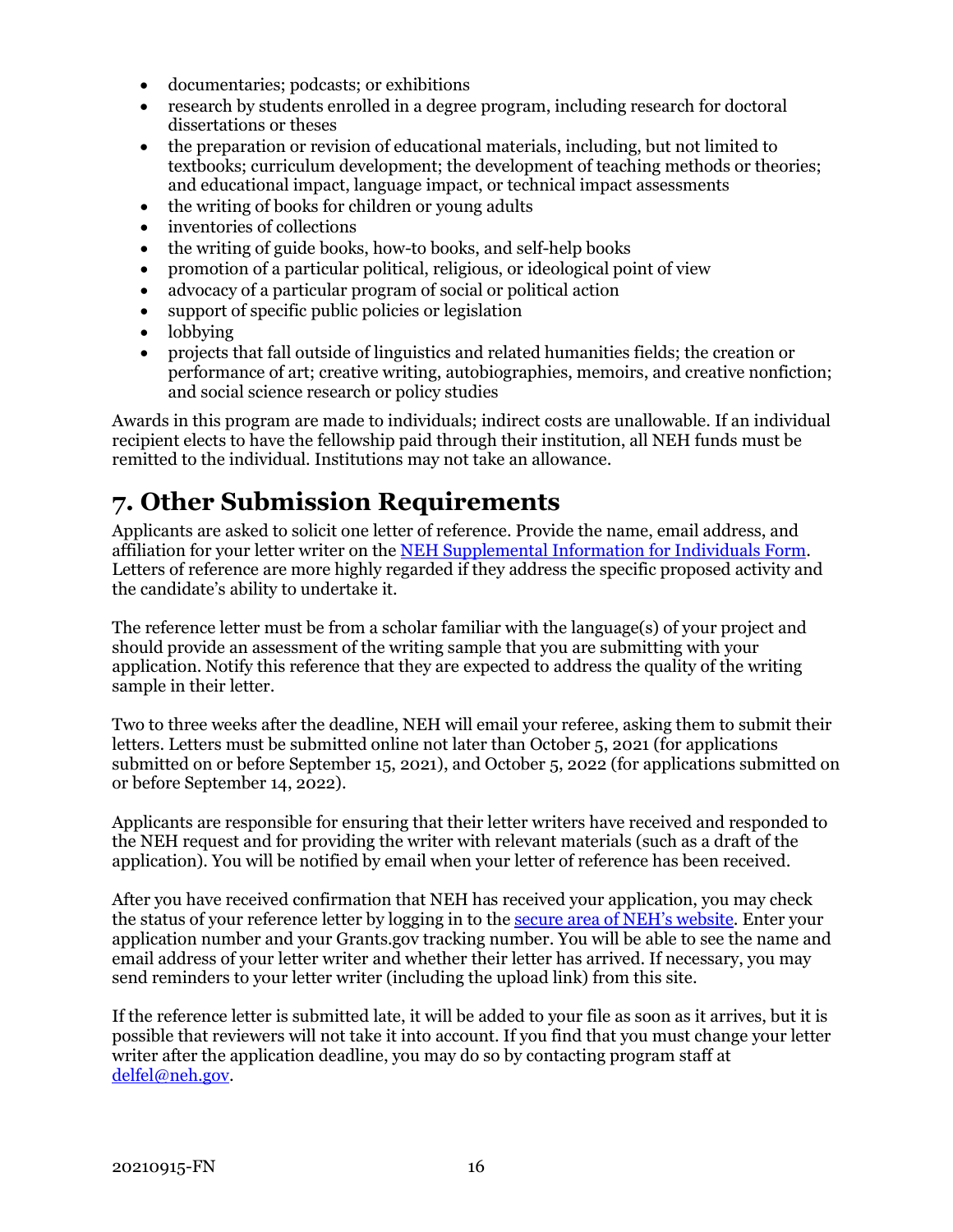- documentaries; podcasts; or exhibitions
- research by students enrolled in a degree program, including research for doctoral dissertations or theses
- the preparation or revision of educational materials, including, but not limited to textbooks; curriculum development; the development of teaching methods or theories; and educational impact, language impact, or technical impact assessments
- the writing of books for children or young adults
- inventories of collections
- the writing of guide books, how-to books, and self-help books
- promotion of a particular political, religious, or ideological point of view
- advocacy of a particular program of social or political action
- support of specific public policies or legislation
- lobbying
- projects that fall outside of linguistics and related humanities fields; the creation or performance of art; creative writing, autobiographies, memoirs, and creative nonfiction; and social science research or policy studies

Awards in this program are made to individuals; indirect costs are unallowable. If an individual recipient elects to have the fellowship paid through their institution, all NEH funds must be remitted to the individual. Institutions may not take an allowance.

# 7. Other Submission Requirements

Applicants are asked to solicit one letter of reference. Provide the name, email address, and affiliation for your letter writer on the NEH Supplemental Information for Individuals Form. Letters of reference are more highly regarded if they address the specific proposed activity and the candidate's ability to undertake it.

The reference letter must be from a scholar familiar with the language(s) of your project and should provide an assessment of the writing sample that you are submitting with your application. Notify this reference that they are expected to address the quality of the writing sample in their letter.

Two to three weeks after the deadline, NEH will email your referee, asking them to submit their letters. Letters must be submitted online not later than October 5, 2021 (for applications submitted on or before September 15, 2021), and October 5, 2022 (for applications submitted on or before September 14, 2022).

Applicants are responsible for ensuring that their letter writers have received and responded to the NEH request and for providing the writer with relevant materials (such as a draft of the application). You will be notified by email when your letter of reference has been received.

After you have received confirmation that NEH has received your application, you may check the status of your reference letter by logging in to the secure area of NEH's website. Enter your application number and your Grants.gov tracking number. You will be able to see the name and email address of your letter writer and whether their letter has arrived. If necessary, you may send reminders to your letter writer (including the upload link) from this site.

If the reference letter is submitted late, it will be added to your file as soon as it arrives, but it is possible that reviewers will not take it into account. If you find that you must change your letter writer after the application deadline, you may do so by contacting program staff at delfel@neh.gov.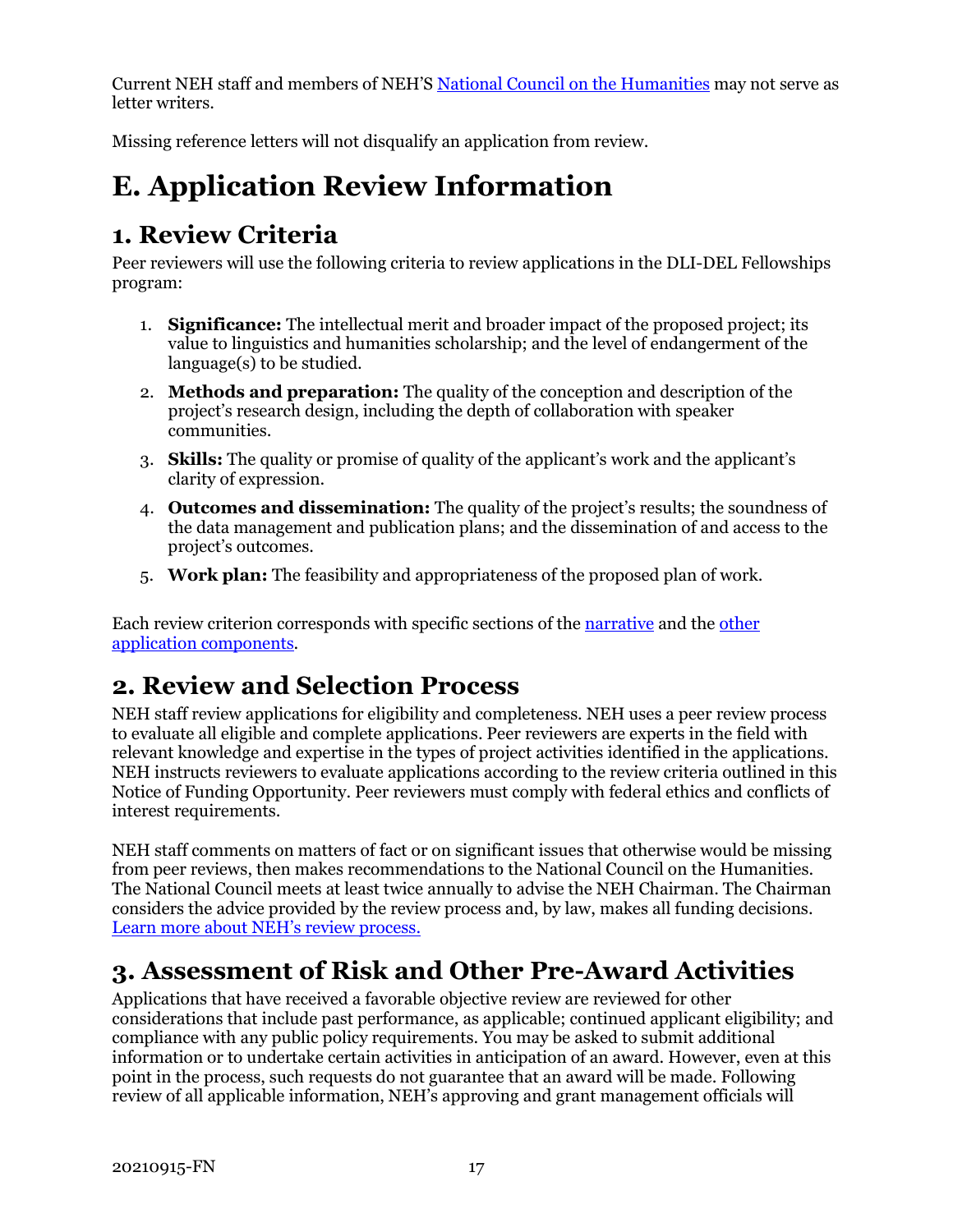Current NEH staff and members of NEH'S National Council on the Humanities may not serve as letter writers.

Missing reference letters will not disqualify an application from review.

# E. Application Review Information

## 1. Review Criteria

Peer reviewers will use the following criteria to review applications in the DLI-DEL Fellowships program:

1. **Significance:** The intellectual merit and broader impact of the proposed project; its value to linguistics and humanities scholarship; and the level of endangerment of the language(s) to be studied.
2. **Methods and preparation:** The quality of the conception and description of the project's research design, including the depth of collaboration with speaker communities.
3. **Skills:** The quality or promise of quality of the applicant's work and the applicant's clarity of expression.
4. **Outcomes and dissemination:** The quality of the project's results; the soundness of the data management and publication plans; and the dissemination of and access to the project's outcomes.
5. **Work plan:** The feasibility and appropriateness of the proposed plan of work.

Each review criterion corresponds with specific sections of the narrative and the other application components.

## 2. Review and Selection Process

NEH staff review applications for eligibility and completeness. NEH uses a peer review process to evaluate all eligible and complete applications. Peer reviewers are experts in the field with relevant knowledge and expertise in the types of project activities identified in the applications. NEH instructs reviewers to evaluate applications according to the review criteria outlined in this Notice of Funding Opportunity. Peer reviewers must comply with federal ethics and conflicts of interest requirements.

NEH staff comments on matters of fact or on significant issues that otherwise would be missing from peer reviews, then makes recommendations to the National Council on the Humanities. The National Council meets at least twice annually to advise the NEH Chairman. The Chairman considers the advice provided by the review process and, by law, makes all funding decisions. Learn more about NEH's review process.

## 3. Assessment of Risk and Other Pre-Award Activities

Applications that have received a favorable objective review are reviewed for other considerations that include past performance, as applicable; continued applicant eligibility; and compliance with any public policy requirements. You may be asked to submit additional information or to undertake certain activities in anticipation of an award. However, even at this point in the process, such requests do not guarantee that an award will be made. Following review of all applicable information, NEH's approving and grant management officials will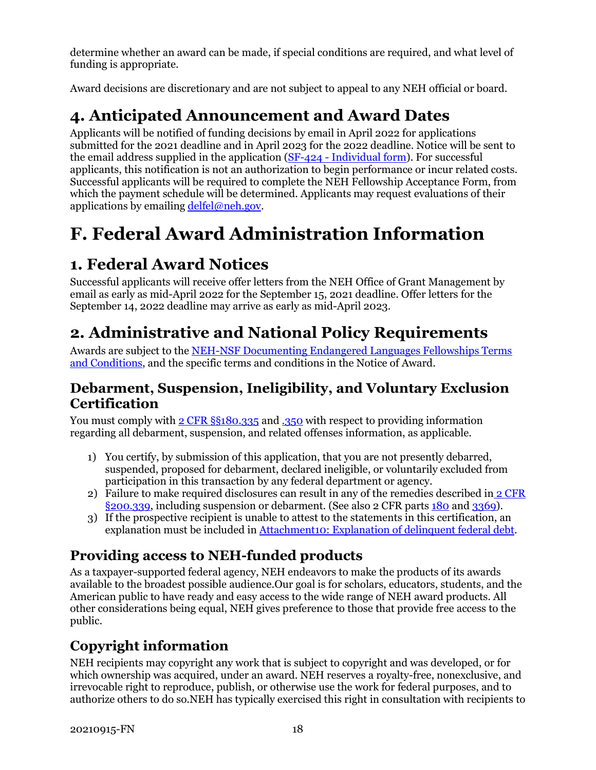determine whether an award can be made, if special conditions are required, and what level of funding is appropriate.

Award decisions are discretionary and are not subject to appeal to any NEH official or board.

## 4. Anticipated Announcement and Award Dates

Applicants will be notified of funding decisions by email in April 2022 for applications submitted for the 2021 deadline and in April 2023 for the 2022 deadline. Notice will be sent to the email address supplied in the application (SF-424 - Individual form). For successful applicants, this notification is not an authorization to begin performance or incur related costs. Successful applicants will be required to complete the NEH Fellowship Acceptance Form, from which the payment schedule will be determined. Applicants may request evaluations of their applications by emailing delfel@neh.gov.

# F. Federal Award Administration Information

## 1. Federal Award Notices

Successful applicants will receive offer letters from the NEH Office of Grant Management by email as early as mid-April 2022 for the September 15, 2021 deadline. Offer letters for the September 14, 2022 deadline may arrive as early as mid-April 2023.

## 2. Administrative and National Policy Requirements

Awards are subject to the NEH-NSF Documenting Endangered Languages Fellowships Terms and Conditions, and the specific terms and conditions in the Notice of Award.

### Debarment, Suspension, Ineligibility, and Voluntary Exclusion Certification

You must comply with 2 CFR §§180.335 and .350 with respect to providing information regarding all debarment, suspension, and related offenses information, as applicable.

1) You certify, by submission of this application, that you are not presently debarred, suspended, proposed for debarment, declared ineligible, or voluntarily excluded from participation in this transaction by any federal department or agency.
2) Failure to make required disclosures can result in any of the remedies described in 2 CFR §200.339, including suspension or debarment. (See also 2 CFR parts 180 and 3369).
3) If the prospective recipient is unable to attest to the statements in this certification, an explanation must be included in Attachment10: Explanation of delinquent federal debt.

### Providing access to NEH-funded products

As a taxpayer-supported federal agency, NEH endeavors to make the products of its awards available to the broadest possible audience.Our goal is for scholars, educators, students, and the American public to have ready and easy access to the wide range of NEH award products. All other considerations being equal, NEH gives preference to those that provide free access to the public.

### Copyright information

NEH recipients may copyright any work that is subject to copyright and was developed, or for which ownership was acquired, under an award. NEH reserves a royalty-free, nonexclusive, and irrevocable right to reproduce, publish, or otherwise use the work for federal purposes, and to authorize others to do so.NEH has typically exercised this right in consultation with recipients to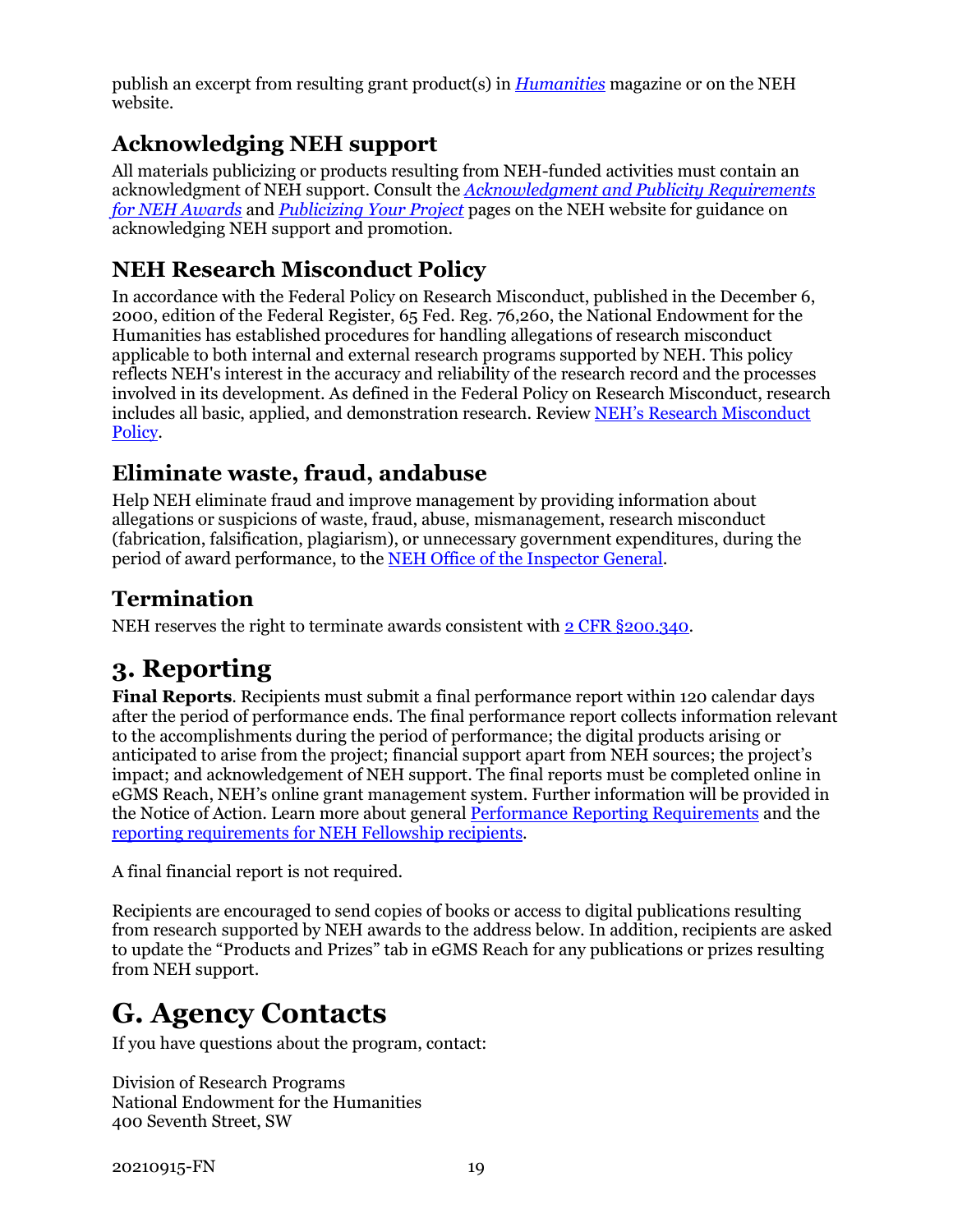publish an excerpt from resulting grant product(s) in *Humanities* magazine or on the NEH website.

## Acknowledging NEH support

All materials publicizing or products resulting from NEH-funded activities must contain an acknowledgment of NEH support. Consult the *Acknowledgment and Publicity Requirements for NEH Awards* and *Publicizing Your Project* pages on the NEH website for guidance on acknowledging NEH support and promotion.

## NEH Research Misconduct Policy

In accordance with the Federal Policy on Research Misconduct, published in the December 6, 2000, edition of the Federal Register, 65 Fed. Reg. 76,260, the National Endowment for the Humanities has established procedures for handling allegations of research misconduct applicable to both internal and external research programs supported by NEH. This policy reflects NEH's interest in the accuracy and reliability of the research record and the processes involved in its development. As defined in the Federal Policy on Research Misconduct, research includes all basic, applied, and demonstration research. Review NEH's Research Misconduct Policy.

## Eliminate waste, fraud, andabuse

Help NEH eliminate fraud and improve management by providing information about allegations or suspicions of waste, fraud, abuse, mismanagement, research misconduct (fabrication, falsification, plagiarism), or unnecessary government expenditures, during the period of award performance, to the NEH Office of the Inspector General.

## Termination

NEH reserves the right to terminate awards consistent with 2 CFR §200.340.

# 3. Reporting

**Final Reports**. Recipients must submit a final performance report within 120 calendar days after the period of performance ends. The final performance report collects information relevant to the accomplishments during the period of performance; the digital products arising or anticipated to arise from the project; financial support apart from NEH sources; the project's impact; and acknowledgement of NEH support. The final reports must be completed online in eGMS Reach, NEH's online grant management system. Further information will be provided in the Notice of Action. Learn more about general Performance Reporting Requirements and the reporting requirements for NEH Fellowship recipients.

A final financial report is not required.

Recipients are encouraged to send copies of books or access to digital publications resulting from research supported by NEH awards to the address below. In addition, recipients are asked to update the "Products and Prizes" tab in eGMS Reach for any publications or prizes resulting from NEH support.

# G. Agency Contacts

If you have questions about the program, contact:

Division of Research Programs
National Endowment for the Humanities
400 Seventh Street, SW

20210915-FN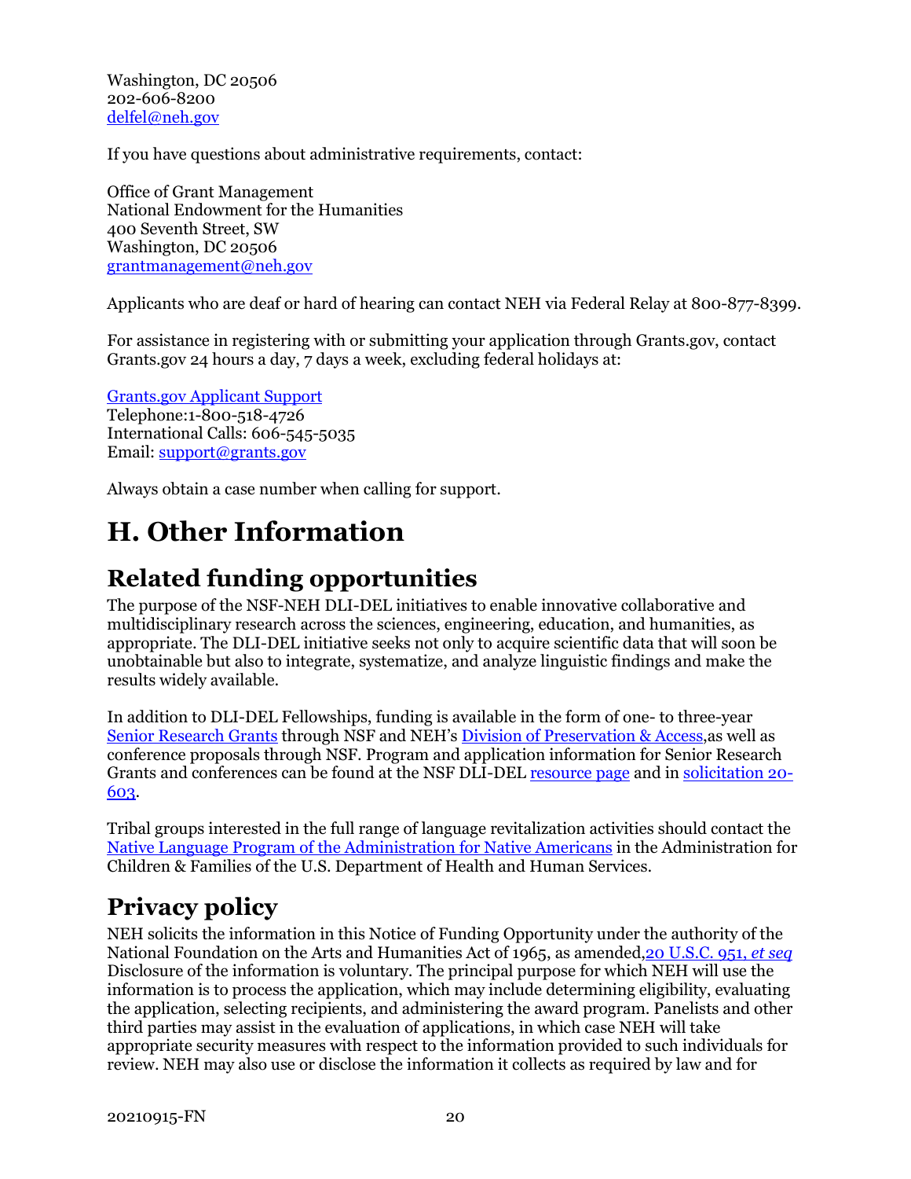Washington, DC 20506
202-606-8200
[delfel@neh.gov](mailto:delfel@neh.gov)

If you have questions about administrative requirements, contact:

Office of Grant Management
National Endowment for the Humanities
400 Seventh Street, SW
Washington, DC 20506
[grantmanagement@neh.gov](mailto:grantmanagement@neh.gov)

Applicants who are deaf or hard of hearing can contact NEH via Federal Relay at 800-877-8399.

For assistance in registering with or submitting your application through Grants.gov, contact Grants.gov 24 hours a day, 7 days a week, excluding federal holidays at:

[Grants.gov Applicant Support](#)
Telephone:1-800-518-4726
International Calls: 606-545-5035
Email: [support@grants.gov](mailto:support@grants.gov)

Always obtain a case number when calling for support.

# H. Other Information

## Related funding opportunities

The purpose of the NSF-NEH DLI-DEL initiatives to enable innovative collaborative and multidisciplinary research across the sciences, engineering, education, and humanities, as appropriate. The DLI-DEL initiative seeks not only to acquire scientific data that will soon be unobtainable but also to integrate, systematize, and analyze linguistic findings and make the results widely available.

In addition to DLI-DEL Fellowships, funding is available in the form of one- to three-year [Senior Research Grants](#) through NSF and NEH's [Division of Preservation & Access](#),as well as conference proposals through NSF. Program and application information for Senior Research Grants and conferences can be found at the NSF DLI-DEL [resource page](#) and in [solicitation 20-603](#).

Tribal groups interested in the full range of language revitalization activities should contact the [Native Language Program of the Administration for Native Americans](#) in the Administration for Children & Families of the U.S. Department of Health and Human Services.

## Privacy policy

NEH solicits the information in this Notice of Funding Opportunity under the authority of the National Foundation on the Arts and Humanities Act of 1965, as amended,[20 U.S.C. 951, *et seq*](#) Disclosure of the information is voluntary. The principal purpose for which NEH will use the information is to process the application, which may include determining eligibility, evaluating the application, selecting recipients, and administering the award program. Panelists and other third parties may assist in the evaluation of applications, in which case NEH will take appropriate security measures with respect to the information provided to such individuals for review. NEH may also use or disclose the information it collects as required by law and for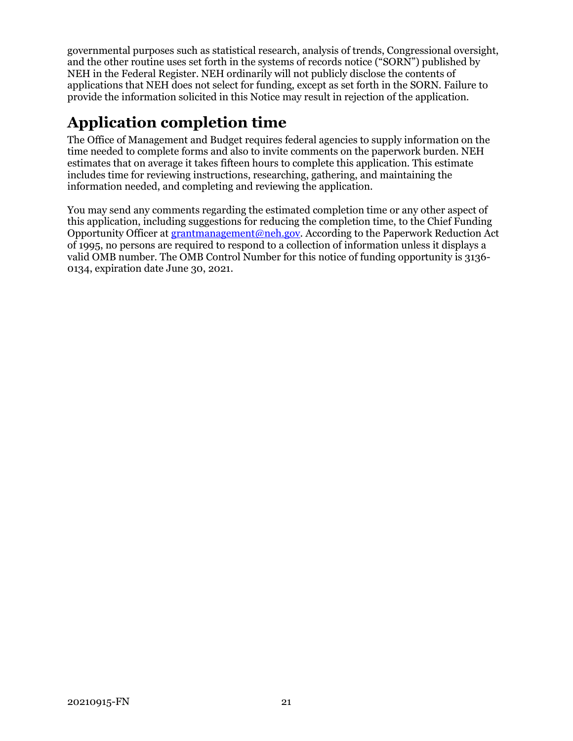governmental purposes such as statistical research, analysis of trends, Congressional oversight, and the other routine uses set forth in the systems of records notice ("SORN") published by NEH in the Federal Register. NEH ordinarily will not publicly disclose the contents of applications that NEH does not select for funding, except as set forth in the SORN. Failure to provide the information solicited in this Notice may result in rejection of the application.

## Application completion time

The Office of Management and Budget requires federal agencies to supply information on the time needed to complete forms and also to invite comments on the paperwork burden. NEH estimates that on average it takes fifteen hours to complete this application. This estimate includes time for reviewing instructions, researching, gathering, and maintaining the information needed, and completing and reviewing the application.

You may send any comments regarding the estimated completion time or any other aspect of this application, including suggestions for reducing the completion time, to the Chief Funding Opportunity Officer at grantmanagement@neh.gov. According to the Paperwork Reduction Act of 1995, no persons are required to respond to a collection of information unless it displays a valid OMB number. The OMB Control Number for this notice of funding opportunity is 3136-0134, expiration date June 30, 2021.